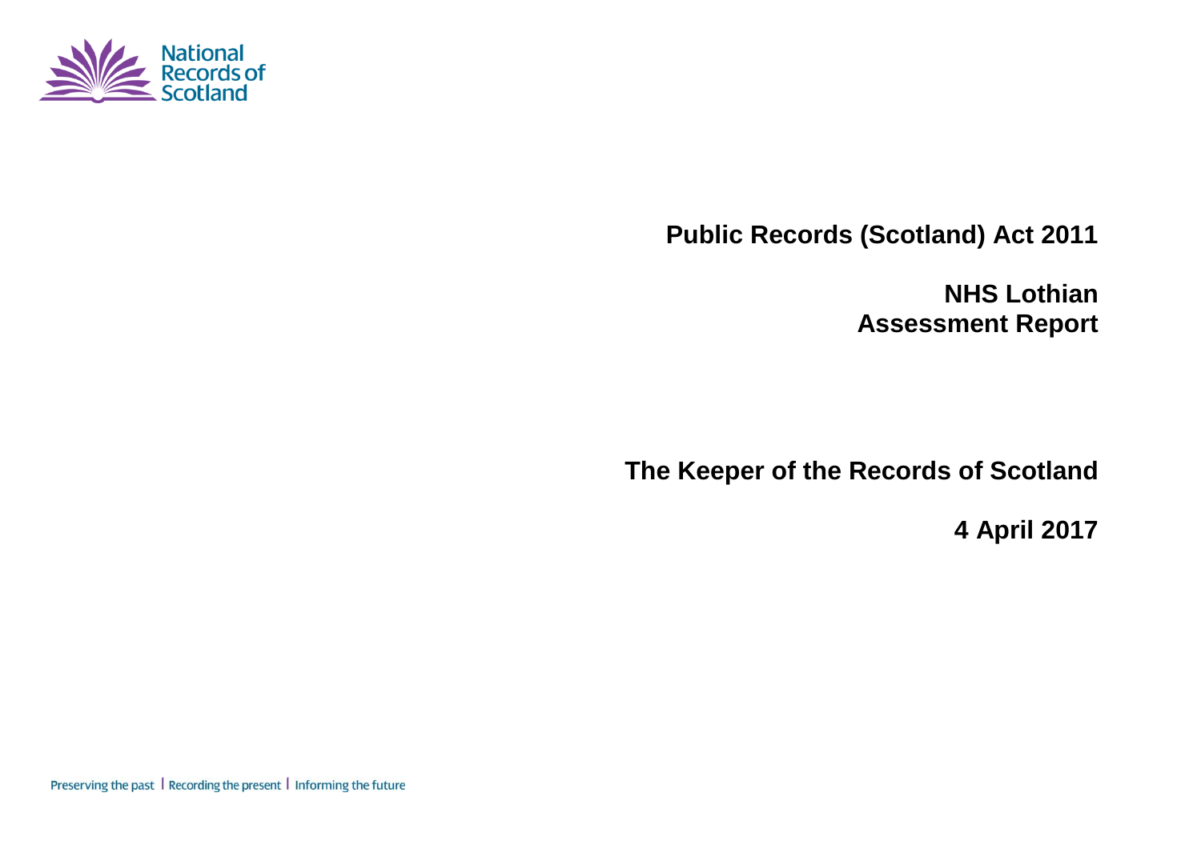National Records of Scotland

# Public Records (Scotland) Act 2011

# NHS Lothian
# Assessment Report

## The Keeper of the Records of Scotland

**4 April 2017**

Preserving the past | Recording the present | Informing the future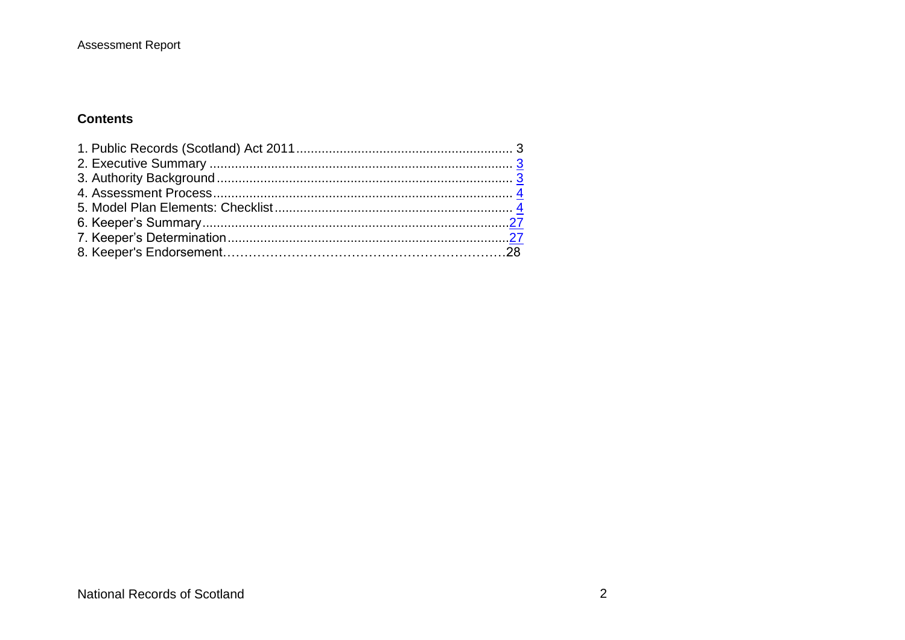## Contents

1. Public Records (Scotland) Act 2011 .......................................................... 3
2. Executive Summary .................................................................................. 3
3. Authority Background ............................................................................... 3
4. Assessment Process ................................................................................. 4
5. Model Plan Elements: Checklist ................................................................ 4
6. Keeper's Summary .................................................................................... 27
7. Keeper's Determination ............................................................................ 27
8. Keeper's Endorsement………………………………………………………28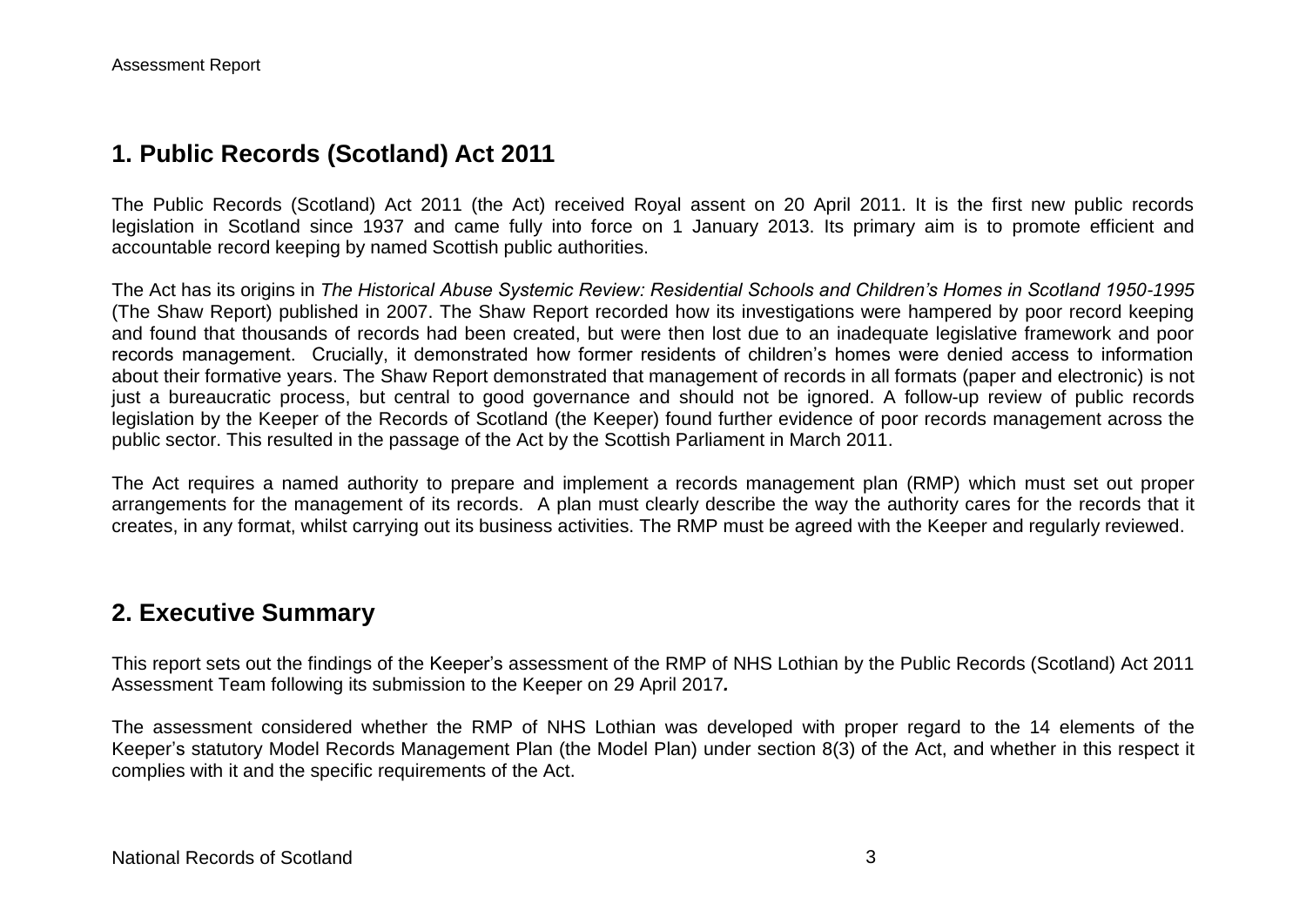## 1. Public Records (Scotland) Act 2011

The Public Records (Scotland) Act 2011 (the Act) received Royal assent on 20 April 2011. It is the first new public records legislation in Scotland since 1937 and came fully into force on 1 January 2013. Its primary aim is to promote efficient and accountable record keeping by named Scottish public authorities.

The Act has its origins in *The Historical Abuse Systemic Review: Residential Schools and Children's Homes in Scotland 1950-1995* (The Shaw Report) published in 2007. The Shaw Report recorded how its investigations were hampered by poor record keeping and found that thousands of records had been created, but were then lost due to an inadequate legislative framework and poor records management. Crucially, it demonstrated how former residents of children's homes were denied access to information about their formative years. The Shaw Report demonstrated that management of records in all formats (paper and electronic) is not just a bureaucratic process, but central to good governance and should not be ignored. A follow-up review of public records legislation by the Keeper of the Records of Scotland (the Keeper) found further evidence of poor records management across the public sector. This resulted in the passage of the Act by the Scottish Parliament in March 2011.

The Act requires a named authority to prepare and implement a records management plan (RMP) which must set out proper arrangements for the management of its records. A plan must clearly describe the way the authority cares for the records that it creates, in any format, whilst carrying out its business activities. The RMP must be agreed with the Keeper and regularly reviewed.

## 2. Executive Summary

This report sets out the findings of the Keeper's assessment of the RMP of NHS Lothian by the Public Records (Scotland) Act 2011 Assessment Team following its submission to the Keeper on 29 April 2017***.***

The assessment considered whether the RMP of NHS Lothian was developed with proper regard to the 14 elements of the Keeper's statutory Model Records Management Plan (the Model Plan) under section 8(3) of the Act, and whether in this respect it complies with it and the specific requirements of the Act.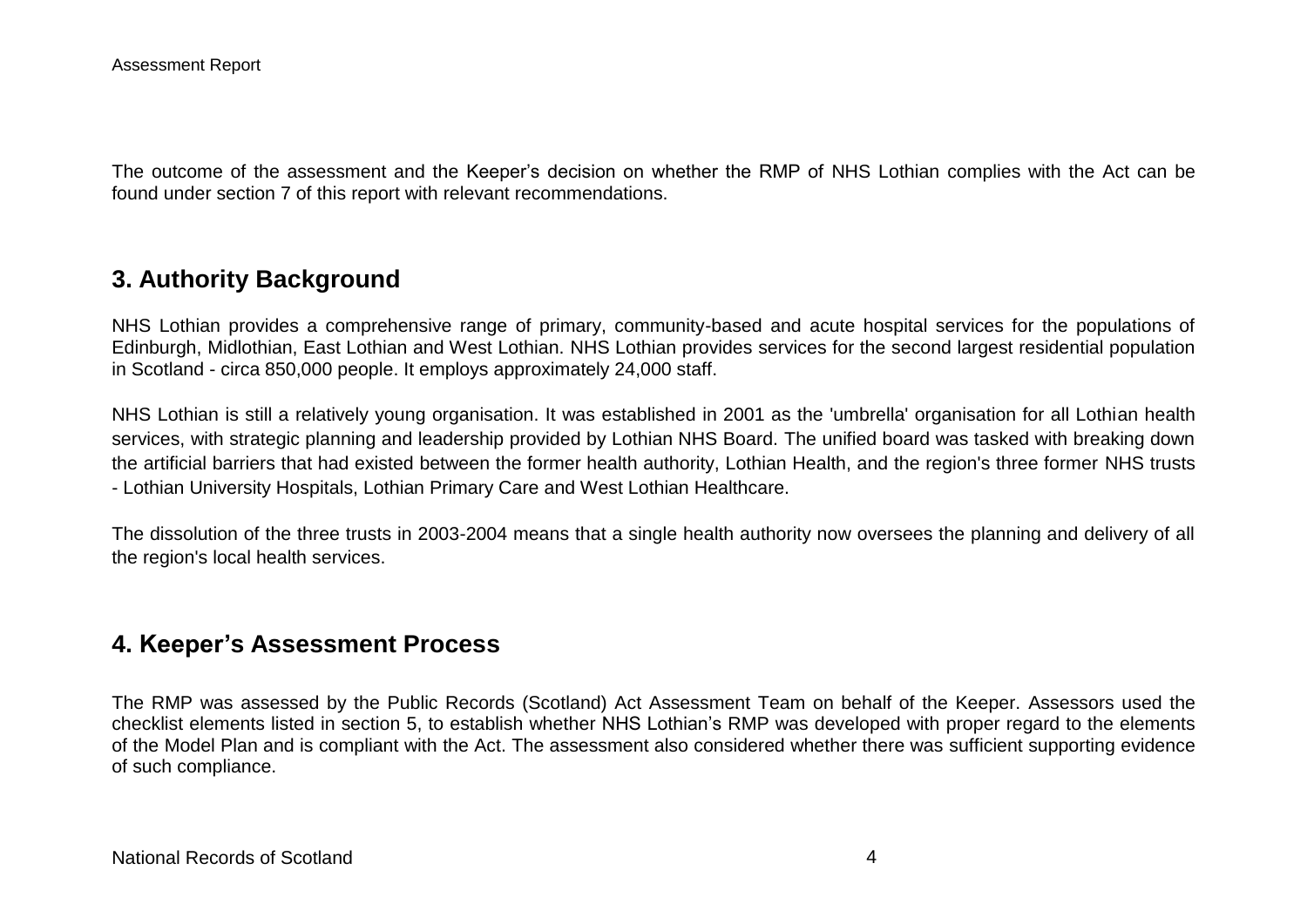The outcome of the assessment and the Keeper's decision on whether the RMP of NHS Lothian complies with the Act can be found under section 7 of this report with relevant recommendations.

## 3. Authority Background

NHS Lothian provides a comprehensive range of primary, community-based and acute hospital services for the populations of Edinburgh, Midlothian, East Lothian and West Lothian. NHS Lothian provides services for the second largest residential population in Scotland - circa 850,000 people. It employs approximately 24,000 staff.

NHS Lothian is still a relatively young organisation. It was established in 2001 as the 'umbrella' organisation for all Lothian health services, with strategic planning and leadership provided by Lothian NHS Board. The unified board was tasked with breaking down the artificial barriers that had existed between the former health authority, Lothian Health, and the region's three former NHS trusts - Lothian University Hospitals, Lothian Primary Care and West Lothian Healthcare.

The dissolution of the three trusts in 2003-2004 means that a single health authority now oversees the planning and delivery of all the region's local health services.

## 4. Keeper's Assessment Process

The RMP was assessed by the Public Records (Scotland) Act Assessment Team on behalf of the Keeper. Assessors used the checklist elements listed in section 5, to establish whether NHS Lothian's RMP was developed with proper regard to the elements of the Model Plan and is compliant with the Act. The assessment also considered whether there was sufficient supporting evidence of such compliance.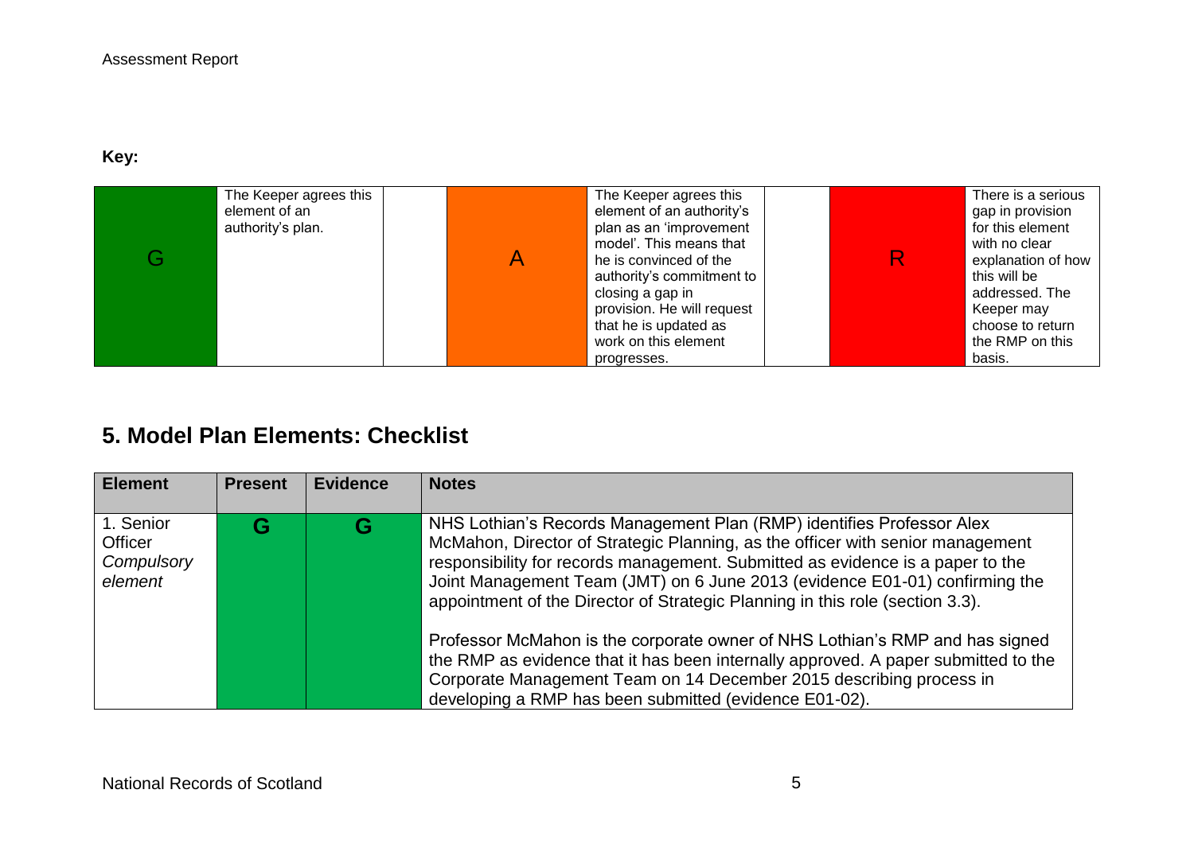**Key:**

| G | The Keeper agrees this element of an authority's plan. | | A | The Keeper agrees this element of an authority's plan as an 'improvement model'. This means that he is convinced of the authority's commitment to closing a gap in provision. He will request that he is updated as work on this element progresses. | | R | There is a serious gap in provision for this element with no clear explanation of how this will be addressed. The Keeper may choose to return the RMP on this basis. |
|---|---|---|---|---|---|---|---|

## 5. Model Plan Elements: Checklist

| Element | Present | Evidence | Notes |
|---|---|---|---|
| 1. Senior Officer *Compulsory element* | G | G | NHS Lothian's Records Management Plan (RMP) identifies Professor Alex McMahon, Director of Strategic Planning, as the officer with senior management responsibility for records management. Submitted as evidence is a paper to the Joint Management Team (JMT) on 6 June 2013 (evidence E01-01) confirming the appointment of the Director of Strategic Planning in this role (section 3.3).<br><br>Professor McMahon is the corporate owner of NHS Lothian's RMP and has signed the RMP as evidence that it has been internally approved. A paper submitted to the Corporate Management Team on 14 December 2015 describing process in developing a RMP has been submitted (evidence E01-02). |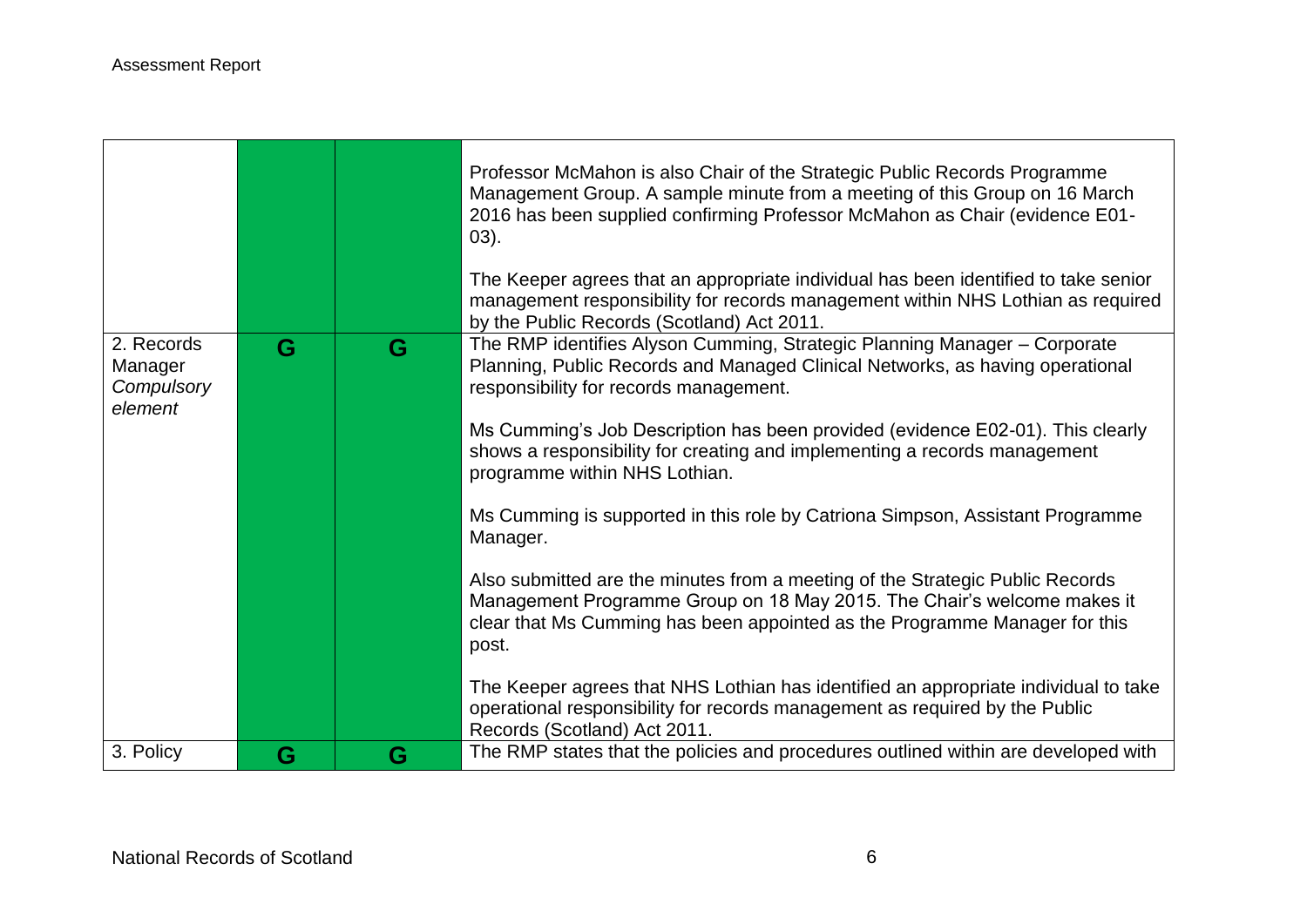| | | | |
|---|---|---|---|
| | | | Professor McMahon is also Chair of the Strategic Public Records Programme Management Group. A sample minute from a meeting of this Group on 16 March 2016 has been supplied confirming Professor McMahon as Chair (evidence E01-03).<br><br>The Keeper agrees that an appropriate individual has been identified to take senior management responsibility for records management within NHS Lothian as required by the Public Records (Scotland) Act 2011. |
| 2. Records Manager *Compulsory element* | G | G | The RMP identifies Alyson Cumming, Strategic Planning Manager – Corporate Planning, Public Records and Managed Clinical Networks, as having operational responsibility for records management.<br><br>Ms Cumming's Job Description has been provided (evidence E02-01). This clearly shows a responsibility for creating and implementing a records management programme within NHS Lothian.<br><br>Ms Cumming is supported in this role by Catriona Simpson, Assistant Programme Manager.<br><br>Also submitted are the minutes from a meeting of the Strategic Public Records Management Programme Group on 18 May 2015. The Chair's welcome makes it clear that Ms Cumming has been appointed as the Programme Manager for this post.<br><br>The Keeper agrees that NHS Lothian has identified an appropriate individual to take operational responsibility for records management as required by the Public Records (Scotland) Act 2011. |
| 3. Policy | G | G | The RMP states that the policies and procedures outlined within are developed with |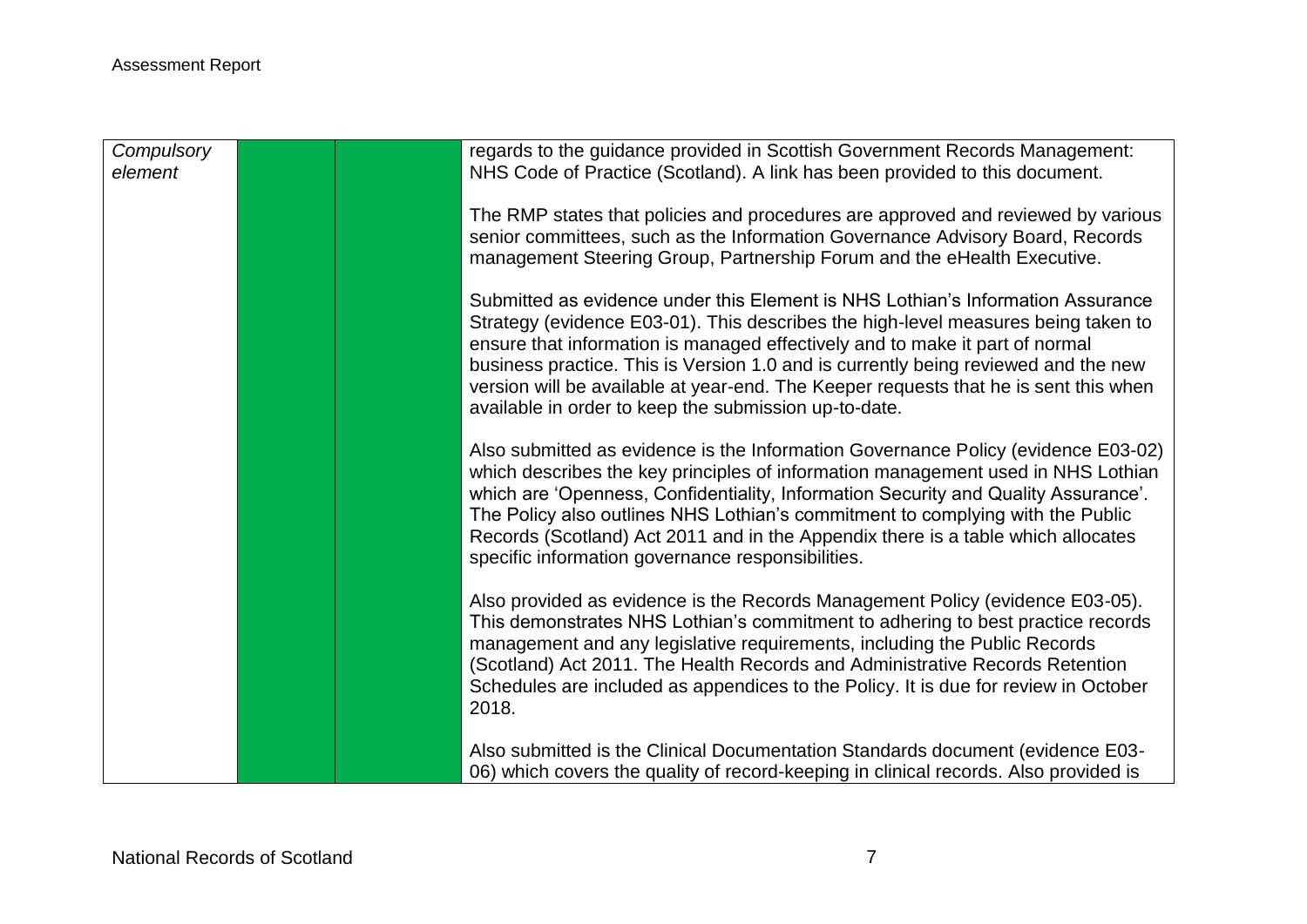| Compulsory element | | | regards to the guidance provided in Scottish Government Records Management: NHS Code of Practice (Scotland). A link has been provided to this document.<br><br>The RMP states that policies and procedures are approved and reviewed by various senior committees, such as the Information Governance Advisory Board, Records management Steering Group, Partnership Forum and the eHealth Executive.<br><br>Submitted as evidence under this Element is NHS Lothian's Information Assurance Strategy (evidence E03-01). This describes the high-level measures being taken to ensure that information is managed effectively and to make it part of normal business practice. This is Version 1.0 and is currently being reviewed and the new version will be available at year-end. The Keeper requests that he is sent this when available in order to keep the submission up-to-date.<br><br>Also submitted as evidence is the Information Governance Policy (evidence E03-02) which describes the key principles of information management used in NHS Lothian which are 'Openness, Confidentiality, Information Security and Quality Assurance'. The Policy also outlines NHS Lothian's commitment to complying with the Public Records (Scotland) Act 2011 and in the Appendix there is a table which allocates specific information governance responsibilities.<br><br>Also provided as evidence is the Records Management Policy (evidence E03-05). This demonstrates NHS Lothian's commitment to adhering to best practice records management and any legislative requirements, including the Public Records (Scotland) Act 2011. The Health Records and Administrative Records Retention Schedules are included as appendices to the Policy. It is due for review in October 2018.<br><br>Also submitted is the Clinical Documentation Standards document (evidence E03-06) which covers the quality of record-keeping in clinical records. Also provided is |
|---|---|---|---|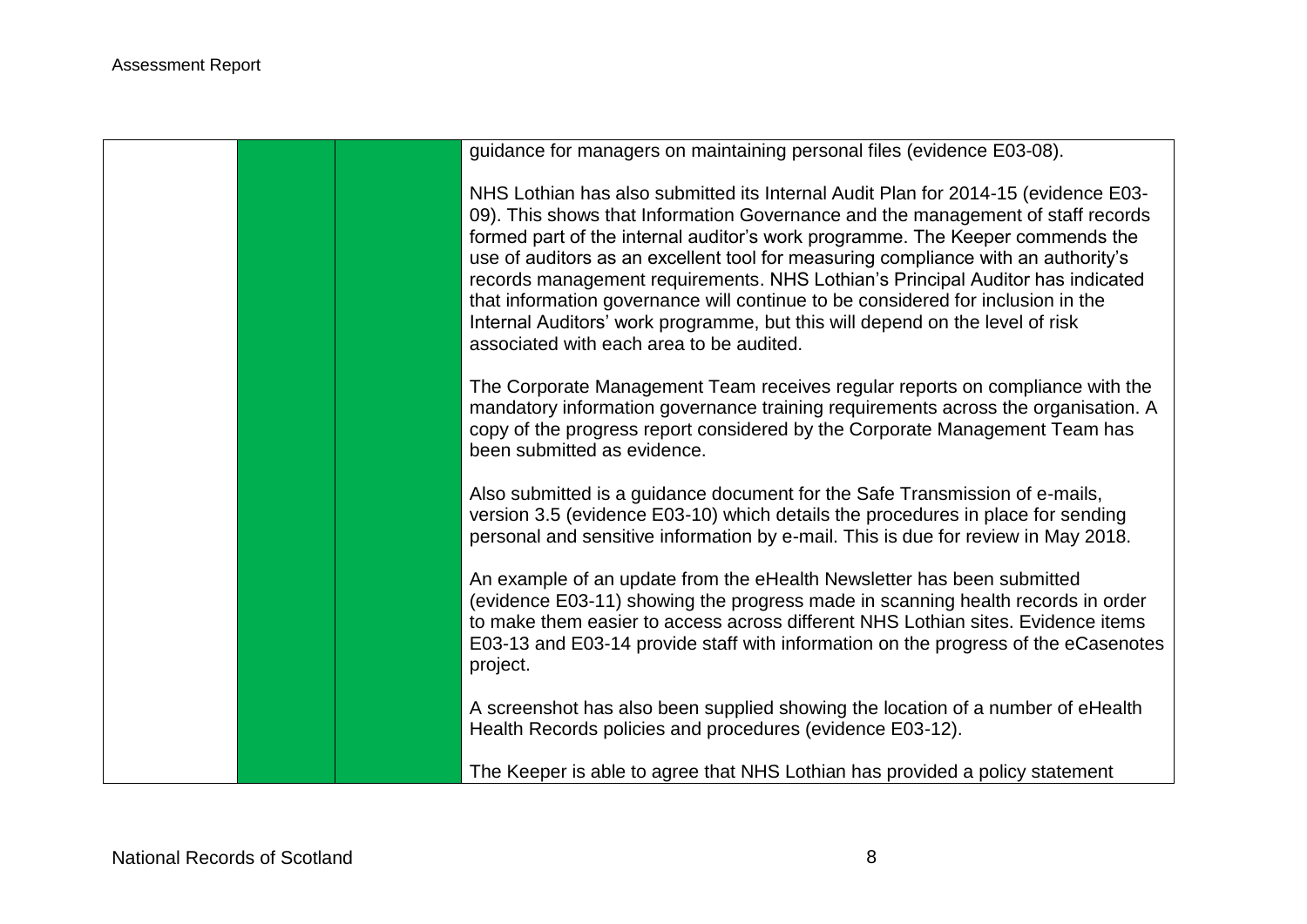| | | | |
|---|---|---|---|
| | | | guidance for managers on maintaining personal files (evidence E03-08).<br><br>NHS Lothian has also submitted its Internal Audit Plan for 2014-15 (evidence E03-09). This shows that Information Governance and the management of staff records formed part of the internal auditor's work programme. The Keeper commends the use of auditors as an excellent tool for measuring compliance with an authority's records management requirements. NHS Lothian's Principal Auditor has indicated that information governance will continue to be considered for inclusion in the Internal Auditors' work programme, but this will depend on the level of risk associated with each area to be audited.<br><br>The Corporate Management Team receives regular reports on compliance with the mandatory information governance training requirements across the organisation. A copy of the progress report considered by the Corporate Management Team has been submitted as evidence.<br><br>Also submitted is a guidance document for the Safe Transmission of e-mails, version 3.5 (evidence E03-10) which details the procedures in place for sending personal and sensitive information by e-mail. This is due for review in May 2018.<br><br>An example of an update from the eHealth Newsletter has been submitted (evidence E03-11) showing the progress made in scanning health records in order to make them easier to access across different NHS Lothian sites. Evidence items E03-13 and E03-14 provide staff with information on the progress of the eCasenotes project.<br><br>A screenshot has also been supplied showing the location of a number of eHealth Health Records policies and procedures (evidence E03-12).<br><br>The Keeper is able to agree that NHS Lothian has provided a policy statement |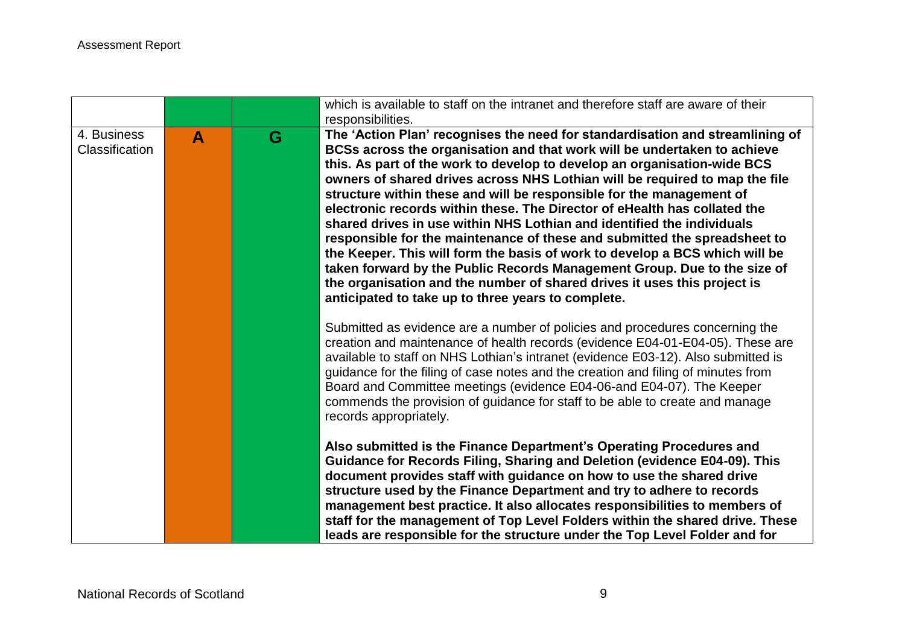| | | | |
|---|---|---|---|
| | | | which is available to staff on the intranet and therefore staff are aware of their responsibilities. |
| 4. Business Classification | **A** | **G** | **The 'Action Plan' recognises the need for standardisation and streamlining of BCSs across the organisation and that work will be undertaken to achieve this. As part of the work to develop to develop an organisation-wide BCS owners of shared drives across NHS Lothian will be required to map the file structure within these and will be responsible for the management of electronic records within these. The Director of eHealth has collated the shared drives in use within NHS Lothian and identified the individuals responsible for the maintenance of these and submitted the spreadsheet to the Keeper. This will form the basis of work to develop a BCS which will be taken forward by the Public Records Management Group. Due to the size of the organisation and the number of shared drives it uses this project is anticipated to take up to three years to complete.**<br><br>Submitted as evidence are a number of policies and procedures concerning the creation and maintenance of health records (evidence E04-01-E04-05). These are available to staff on NHS Lothian's intranet (evidence E03-12). Also submitted is guidance for the filing of case notes and the creation and filing of minutes from Board and Committee meetings (evidence E04-06-and E04-07). The Keeper commends the provision of guidance for staff to be able to create and manage records appropriately.<br><br>**Also submitted is the Finance Department's Operating Procedures and Guidance for Records Filing, Sharing and Deletion (evidence E04-09). This document provides staff with guidance on how to use the shared drive structure used by the Finance Department and try to adhere to records management best practice. It also allocates responsibilities to members of staff for the management of Top Level Folders within the shared drive. These leads are responsible for the structure under the Top Level Folder and for** |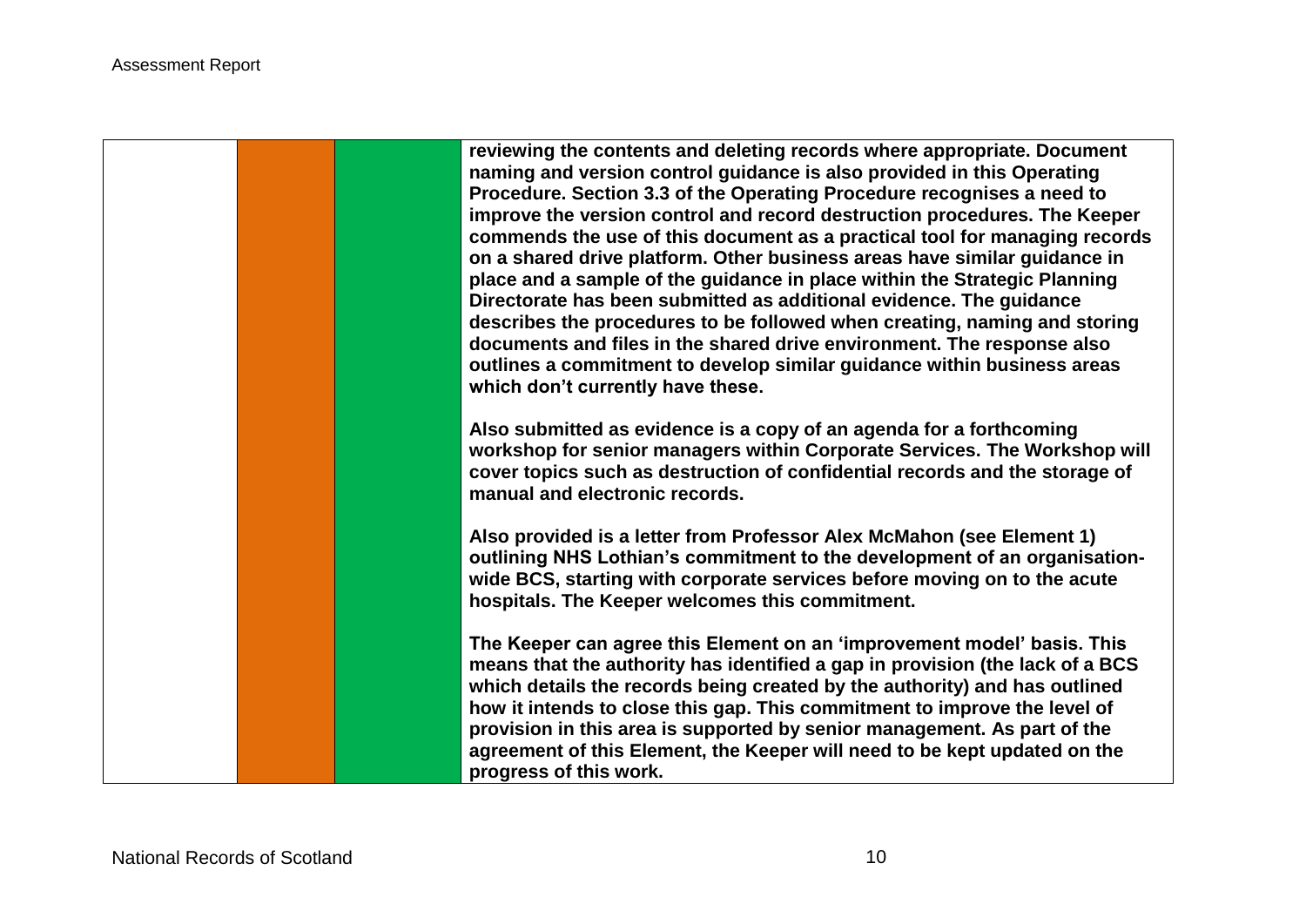| | | | |
|---|---|---|---|
| | | | **reviewing the contents and deleting records where appropriate. Document naming and version control guidance is also provided in this Operating Procedure. Section 3.3 of the Operating Procedure recognises a need to improve the version control and record destruction procedures. The Keeper commends the use of this document as a practical tool for managing records on a shared drive platform. Other business areas have similar guidance in place and a sample of the guidance in place within the Strategic Planning Directorate has been submitted as additional evidence. The guidance describes the procedures to be followed when creating, naming and storing documents and files in the shared drive environment. The response also outlines a commitment to develop similar guidance within business areas which don't currently have these.**<br><br>**Also submitted as evidence is a copy of an agenda for a forthcoming workshop for senior managers within Corporate Services. The Workshop will cover topics such as destruction of confidential records and the storage of manual and electronic records.**<br><br>**Also provided is a letter from Professor Alex McMahon (see Element 1) outlining NHS Lothian's commitment to the development of an organisation-wide BCS, starting with corporate services before moving on to the acute hospitals. The Keeper welcomes this commitment.**<br><br>**The Keeper can agree this Element on an 'improvement model' basis. This means that the authority has identified a gap in provision (the lack of a BCS which details the records being created by the authority) and has outlined how it intends to close this gap. This commitment to improve the level of provision in this area is supported by senior management. As part of the agreement of this Element, the Keeper will need to be kept updated on the progress of this work.** |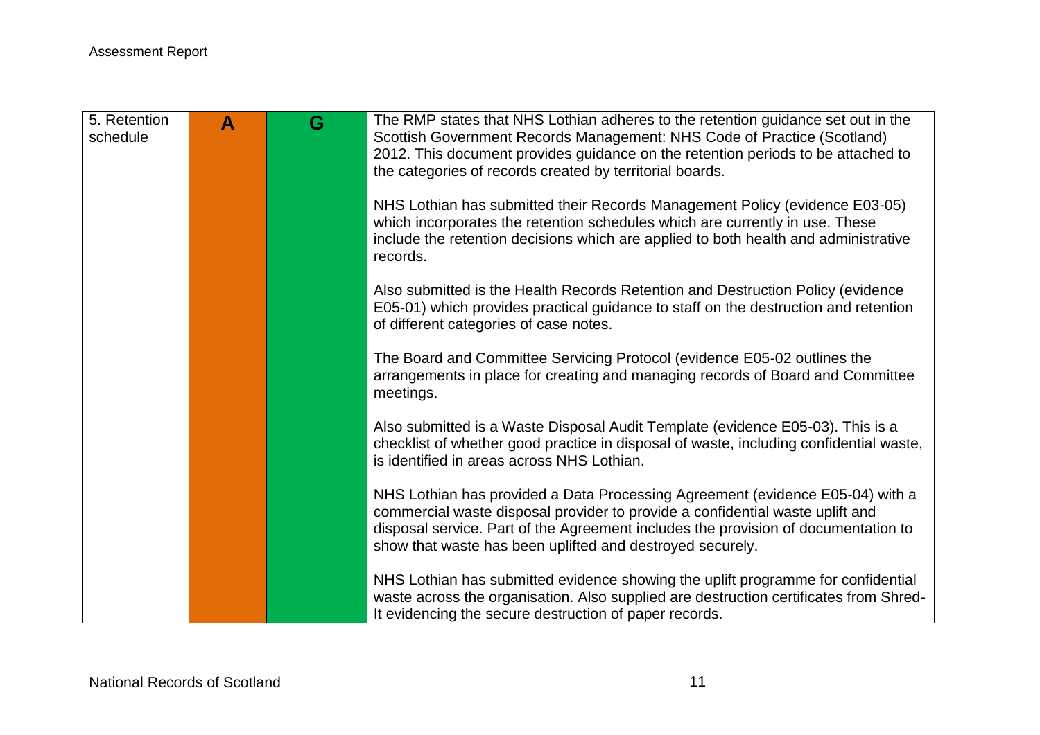| 5. Retention schedule | A | G | The RMP states that NHS Lothian adheres to the retention guidance set out in the Scottish Government Records Management: NHS Code of Practice (Scotland) 2012. This document provides guidance on the retention periods to be attached to the categories of records created by territorial boards.<br><br>NHS Lothian has submitted their Records Management Policy (evidence E03-05) which incorporates the retention schedules which are currently in use. These include the retention decisions which are applied to both health and administrative records.<br><br>Also submitted is the Health Records Retention and Destruction Policy (evidence E05-01) which provides practical guidance to staff on the destruction and retention of different categories of case notes.<br><br>The Board and Committee Servicing Protocol (evidence E05-02 outlines the arrangements in place for creating and managing records of Board and Committee meetings.<br><br>Also submitted is a Waste Disposal Audit Template (evidence E05-03). This is a checklist of whether good practice in disposal of waste, including confidential waste, is identified in areas across NHS Lothian.<br><br>NHS Lothian has provided a Data Processing Agreement (evidence E05-04) with a commercial waste disposal provider to provide a confidential waste uplift and disposal service. Part of the Agreement includes the provision of documentation to show that waste has been uplifted and destroyed securely.<br><br>NHS Lothian has submitted evidence showing the uplift programme for confidential waste across the organisation. Also supplied are destruction certificates from Shred-It evidencing the secure destruction of paper records. |
|---|---|---|---|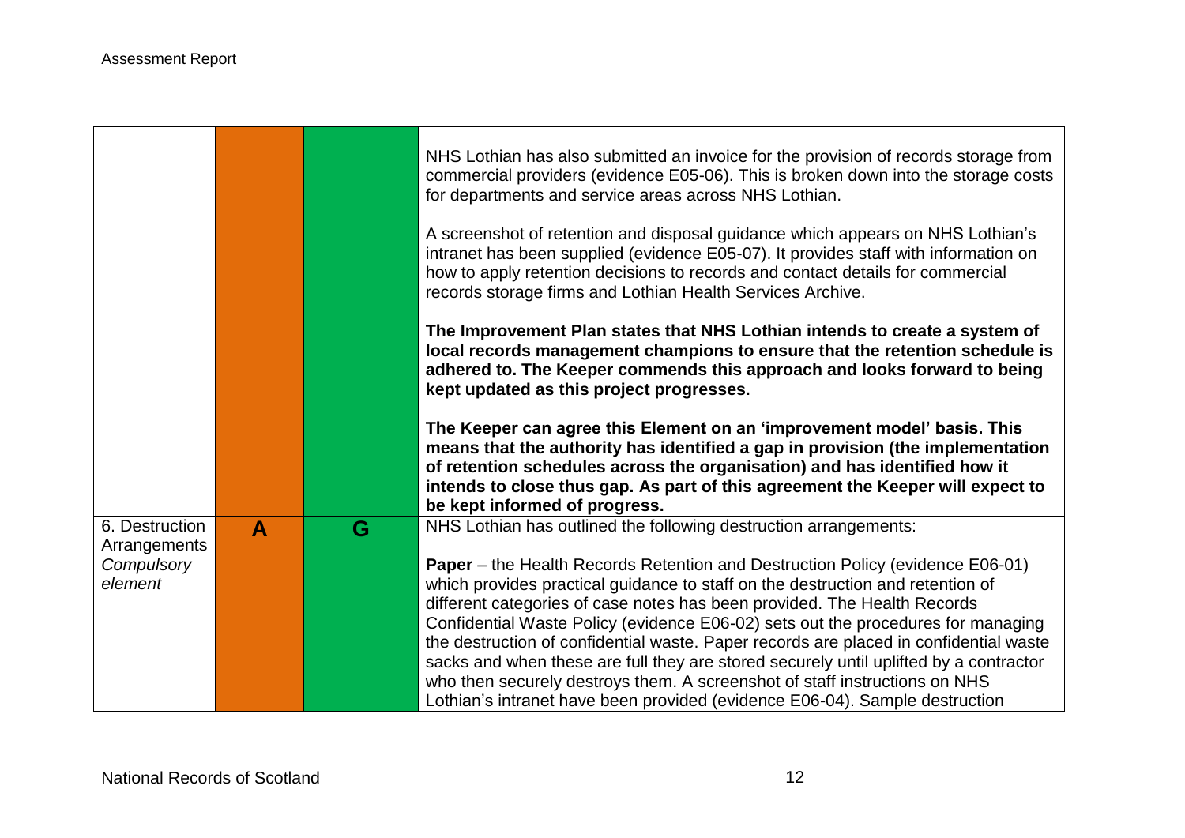| | | | |
|---|---|---|---|
| | | | NHS Lothian has also submitted an invoice for the provision of records storage from commercial providers (evidence E05-06). This is broken down into the storage costs for departments and service areas across NHS Lothian.<br><br>A screenshot of retention and disposal guidance which appears on NHS Lothian's intranet has been supplied (evidence E05-07). It provides staff with information on how to apply retention decisions to records and contact details for commercial records storage firms and Lothian Health Services Archive.<br><br>**The Improvement Plan states that NHS Lothian intends to create a system of local records management champions to ensure that the retention schedule is adhered to. The Keeper commends this approach and looks forward to being kept updated as this project progresses.**<br><br>**The Keeper can agree this Element on an 'improvement model' basis. This means that the authority has identified a gap in provision (the implementation of retention schedules across the organisation) and has identified how it intends to close thus gap. As part of this agreement the Keeper will expect to be kept informed of progress.** |
| 6. Destruction Arrangements *Compulsory element* | **A** | **G** | NHS Lothian has outlined the following destruction arrangements:<br><br>**Paper** – the Health Records Retention and Destruction Policy (evidence E06-01) which provides practical guidance to staff on the destruction and retention of different categories of case notes has been provided. The Health Records Confidential Waste Policy (evidence E06-02) sets out the procedures for managing the destruction of confidential waste. Paper records are placed in confidential waste sacks and when these are full they are stored securely until uplifted by a contractor who then securely destroys them. A screenshot of staff instructions on NHS Lothian's intranet have been provided (evidence E06-04). Sample destruction |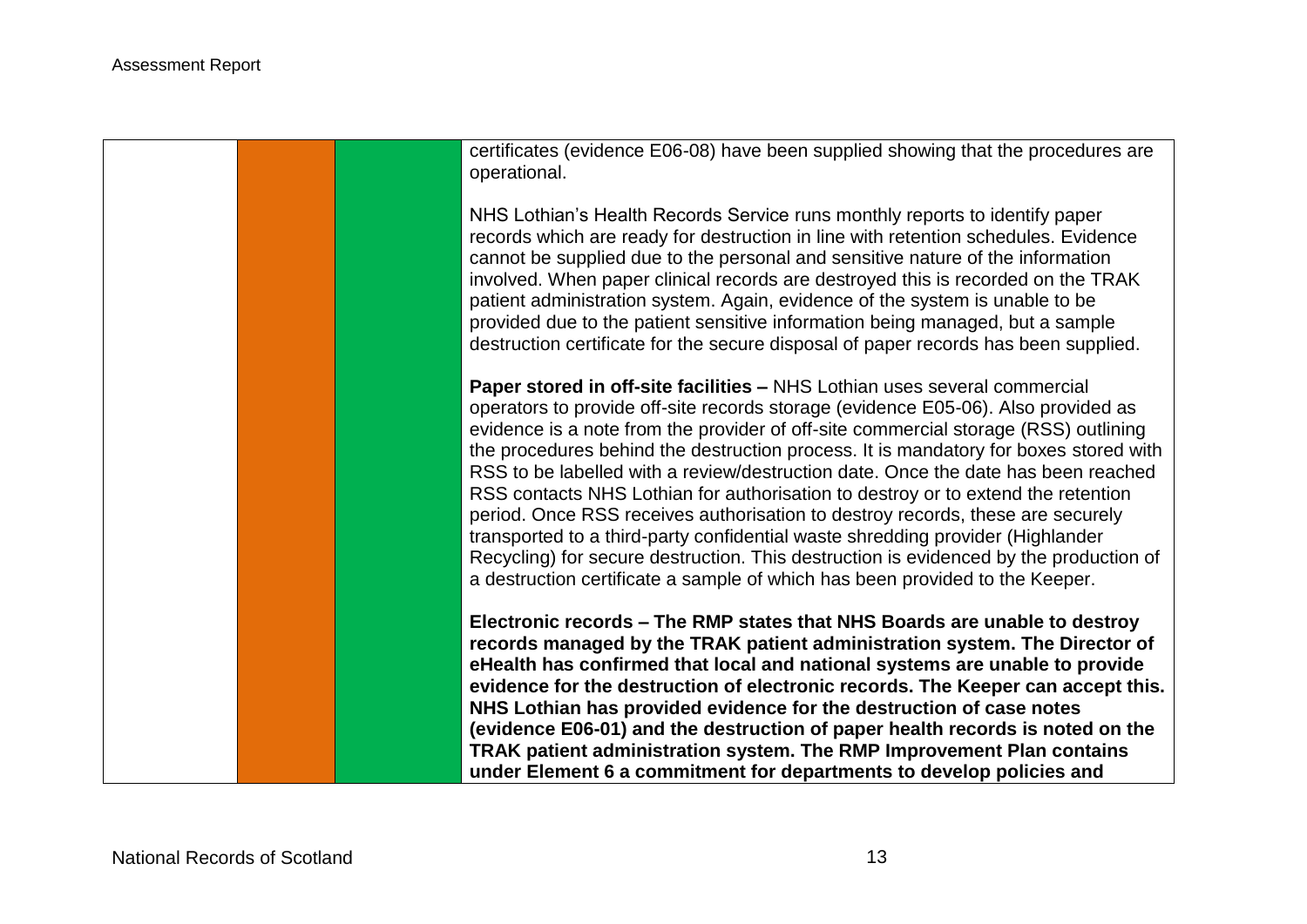| | | | |
|---|---|---|---|
| | | | certificates (evidence E06-08) have been supplied showing that the procedures are operational.<br><br>NHS Lothian's Health Records Service runs monthly reports to identify paper records which are ready for destruction in line with retention schedules. Evidence cannot be supplied due to the personal and sensitive nature of the information involved. When paper clinical records are destroyed this is recorded on the TRAK patient administration system. Again, evidence of the system is unable to be provided due to the patient sensitive information being managed, but a sample destruction certificate for the secure disposal of paper records has been supplied.<br><br>**Paper stored in off-site facilities –** NHS Lothian uses several commercial operators to provide off-site records storage (evidence E05-06). Also provided as evidence is a note from the provider of off-site commercial storage (RSS) outlining the procedures behind the destruction process. It is mandatory for boxes stored with RSS to be labelled with a review/destruction date. Once the date has been reached RSS contacts NHS Lothian for authorisation to destroy or to extend the retention period. Once RSS receives authorisation to destroy records, these are securely transported to a third-party confidential waste shredding provider (Highlander Recycling) for secure destruction. This destruction is evidenced by the production of a destruction certificate a sample of which has been provided to the Keeper.<br><br>**Electronic records – The RMP states that NHS Boards are unable to destroy records managed by the TRAK patient administration system. The Director of eHealth has confirmed that local and national systems are unable to provide evidence for the destruction of electronic records. The Keeper can accept this. NHS Lothian has provided evidence for the destruction of case notes (evidence E06-01) and the destruction of paper health records is noted on the TRAK patient administration system. The RMP Improvement Plan contains under Element 6 a commitment for departments to develop policies and** |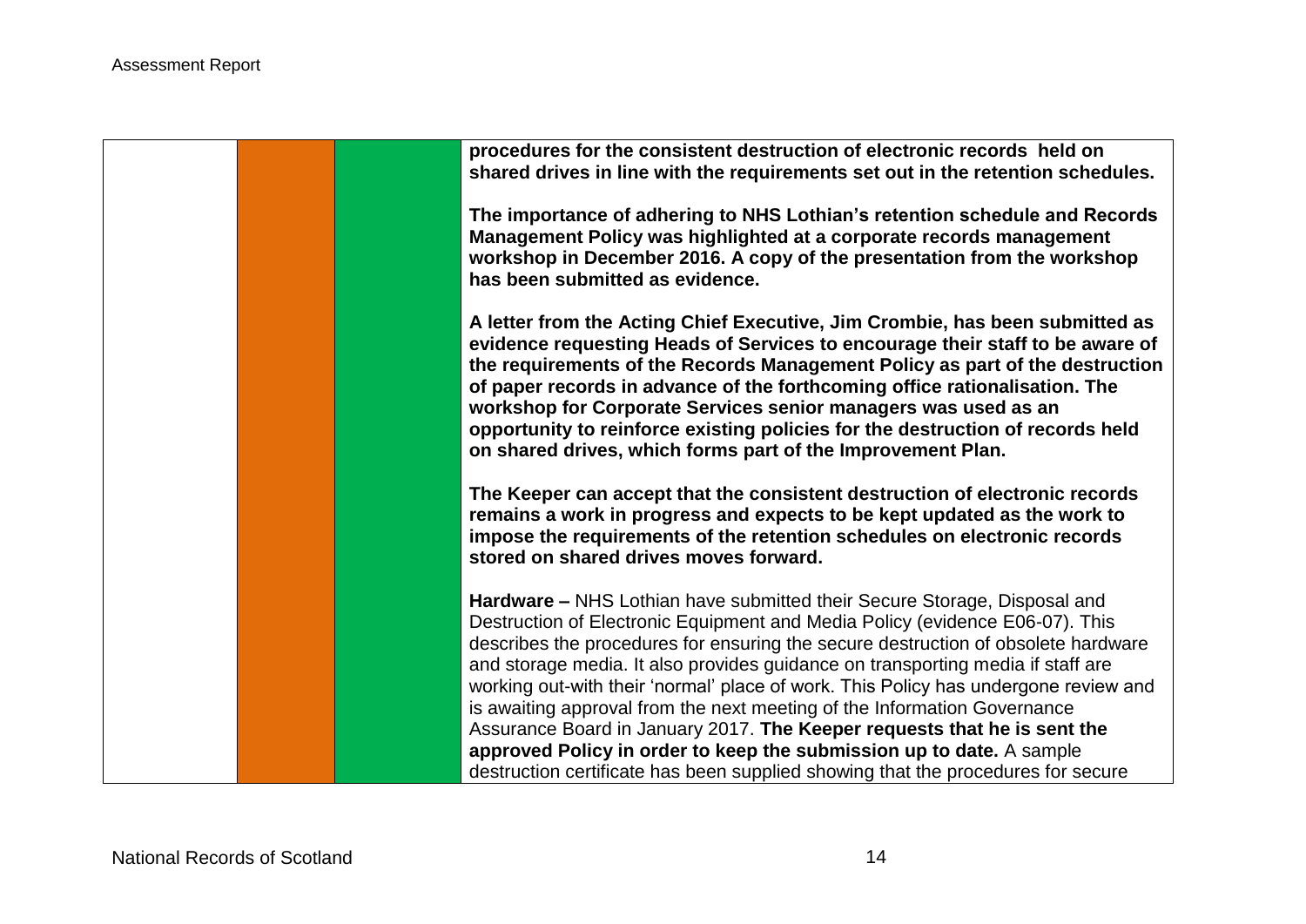| | | | |
|---|---|---|---|
| | | | **procedures for the consistent destruction of electronic records held on shared drives in line with the requirements set out in the retention schedules.**<br><br>**The importance of adhering to NHS Lothian's retention schedule and Records Management Policy was highlighted at a corporate records management workshop in December 2016. A copy of the presentation from the workshop has been submitted as evidence.**<br><br>**A letter from the Acting Chief Executive, Jim Crombie, has been submitted as evidence requesting Heads of Services to encourage their staff to be aware of the requirements of the Records Management Policy as part of the destruction of paper records in advance of the forthcoming office rationalisation. The workshop for Corporate Services senior managers was used as an opportunity to reinforce existing policies for the destruction of records held on shared drives, which forms part of the Improvement Plan.**<br><br>**The Keeper can accept that the consistent destruction of electronic records remains a work in progress and expects to be kept updated as the work to impose the requirements of the retention schedules on electronic records stored on shared drives moves forward.**<br><br>**Hardware –** NHS Lothian have submitted their Secure Storage, Disposal and Destruction of Electronic Equipment and Media Policy (evidence E06-07). This describes the procedures for ensuring the secure destruction of obsolete hardware and storage media. It also provides guidance on transporting media if staff are working out-with their 'normal' place of work. This Policy has undergone review and is awaiting approval from the next meeting of the Information Governance Assurance Board in January 2017. **The Keeper requests that he is sent the approved Policy in order to keep the submission up to date.** A sample destruction certificate has been supplied showing that the procedures for secure |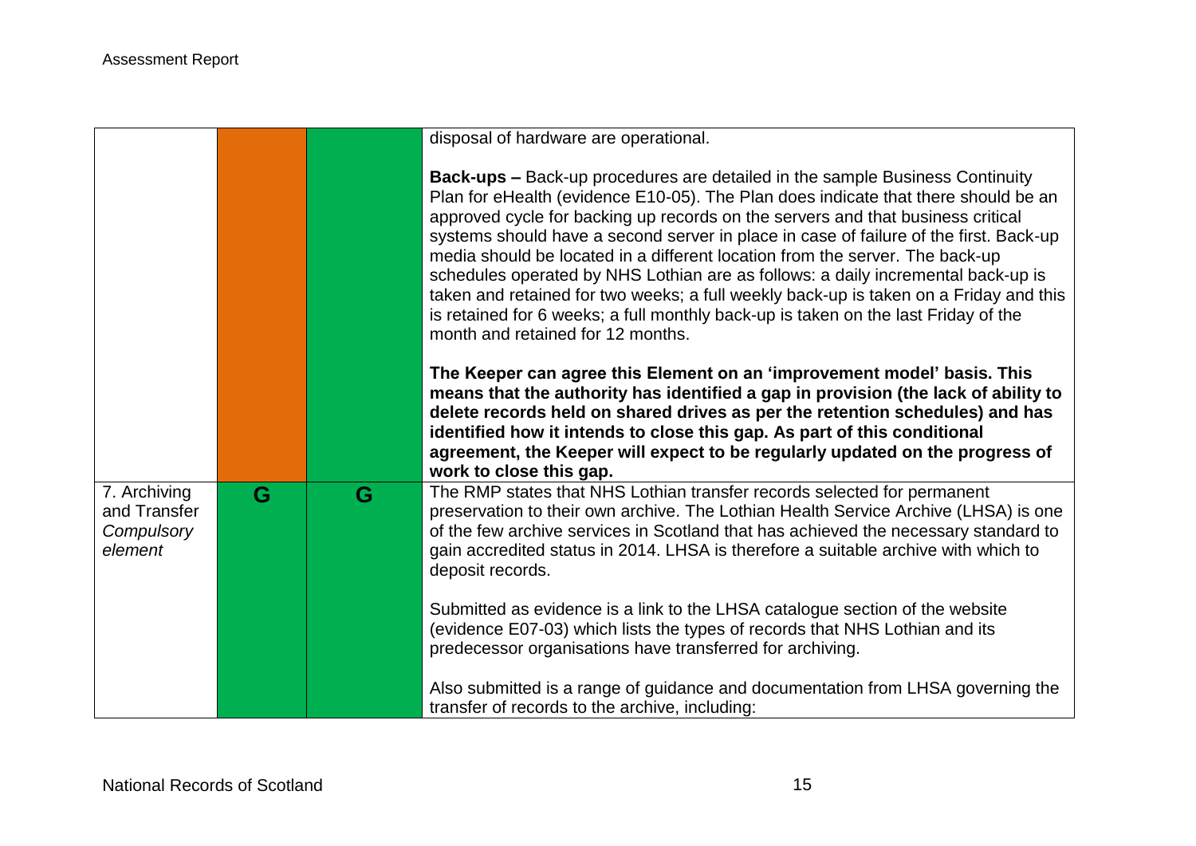| | | | |
|---|---|---|---|
| | | | disposal of hardware are operational.<br><br>**Back-ups –** Back-up procedures are detailed in the sample Business Continuity Plan for eHealth (evidence E10-05). The Plan does indicate that there should be an approved cycle for backing up records on the servers and that business critical systems should have a second server in place in case of failure of the first. Back-up media should be located in a different location from the server. The back-up schedules operated by NHS Lothian are as follows: a daily incremental back-up is taken and retained for two weeks; a full weekly back-up is taken on a Friday and this is retained for 6 weeks; a full monthly back-up is taken on the last Friday of the month and retained for 12 months.<br><br>**The Keeper can agree this Element on an 'improvement model' basis. This means that the authority has identified a gap in provision (the lack of ability to delete records held on shared drives as per the retention schedules) and has identified how it intends to close this gap. As part of this conditional agreement, the Keeper will expect to be regularly updated on the progress of work to close this gap.** |
| 7. Archiving and Transfer *Compulsory element* | G | G | The RMP states that NHS Lothian transfer records selected for permanent preservation to their own archive. The Lothian Health Service Archive (LHSA) is one of the few archive services in Scotland that has achieved the necessary standard to gain accredited status in 2014. LHSA is therefore a suitable archive with which to deposit records.<br><br>Submitted as evidence is a link to the LHSA catalogue section of the website (evidence E07-03) which lists the types of records that NHS Lothian and its predecessor organisations have transferred for archiving.<br><br>Also submitted is a range of guidance and documentation from LHSA governing the transfer of records to the archive, including: |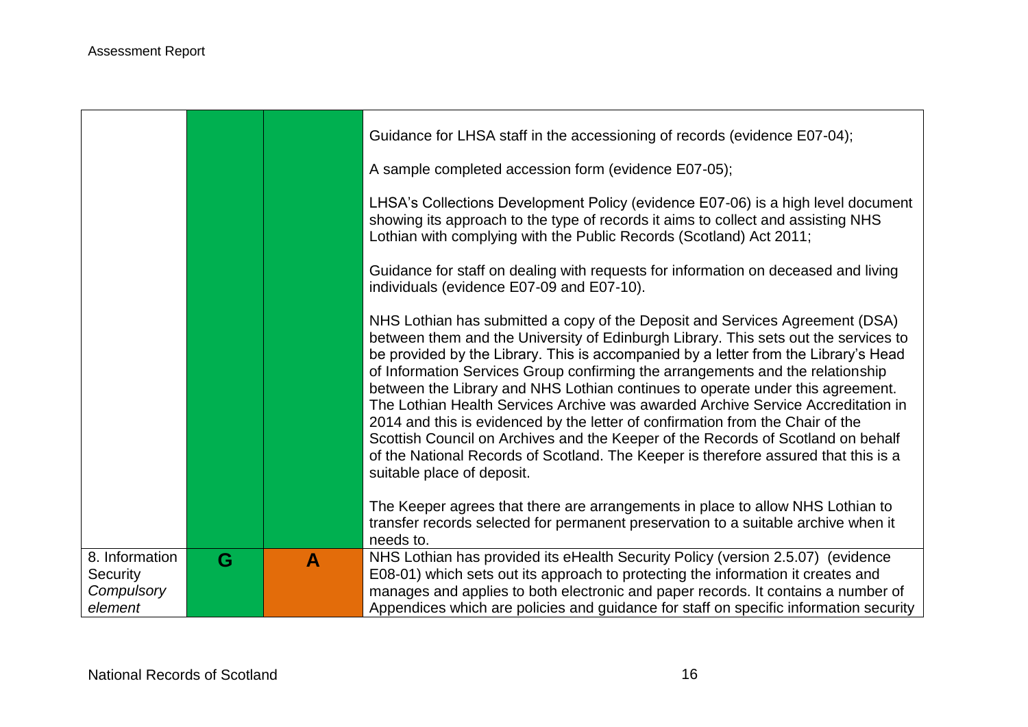| | | | |
|---|---|---|---|
| | | | Guidance for LHSA staff in the accessioning of records (evidence E07-04);<br><br>A sample completed accession form (evidence E07-05);<br><br>LHSA's Collections Development Policy (evidence E07-06) is a high level document showing its approach to the type of records it aims to collect and assisting NHS Lothian with complying with the Public Records (Scotland) Act 2011;<br><br>Guidance for staff on dealing with requests for information on deceased and living individuals (evidence E07-09 and E07-10).<br><br>NHS Lothian has submitted a copy of the Deposit and Services Agreement (DSA) between them and the University of Edinburgh Library. This sets out the services to be provided by the Library. This is accompanied by a letter from the Library's Head of Information Services Group confirming the arrangements and the relationship between the Library and NHS Lothian continues to operate under this agreement. The Lothian Health Services Archive was awarded Archive Service Accreditation in 2014 and this is evidenced by the letter of confirmation from the Chair of the Scottish Council on Archives and the Keeper of the Records of Scotland on behalf of the National Records of Scotland. The Keeper is therefore assured that this is a suitable place of deposit.<br><br>The Keeper agrees that there are arrangements in place to allow NHS Lothian to transfer records selected for permanent preservation to a suitable archive when it needs to. |
| 8. Information Security *Compulsory element* | **G** | **A** | NHS Lothian has provided its eHealth Security Policy (version 2.5.07) (evidence E08-01) which sets out its approach to protecting the information it creates and manages and applies to both electronic and paper records. It contains a number of Appendices which are policies and guidance for staff on specific information security |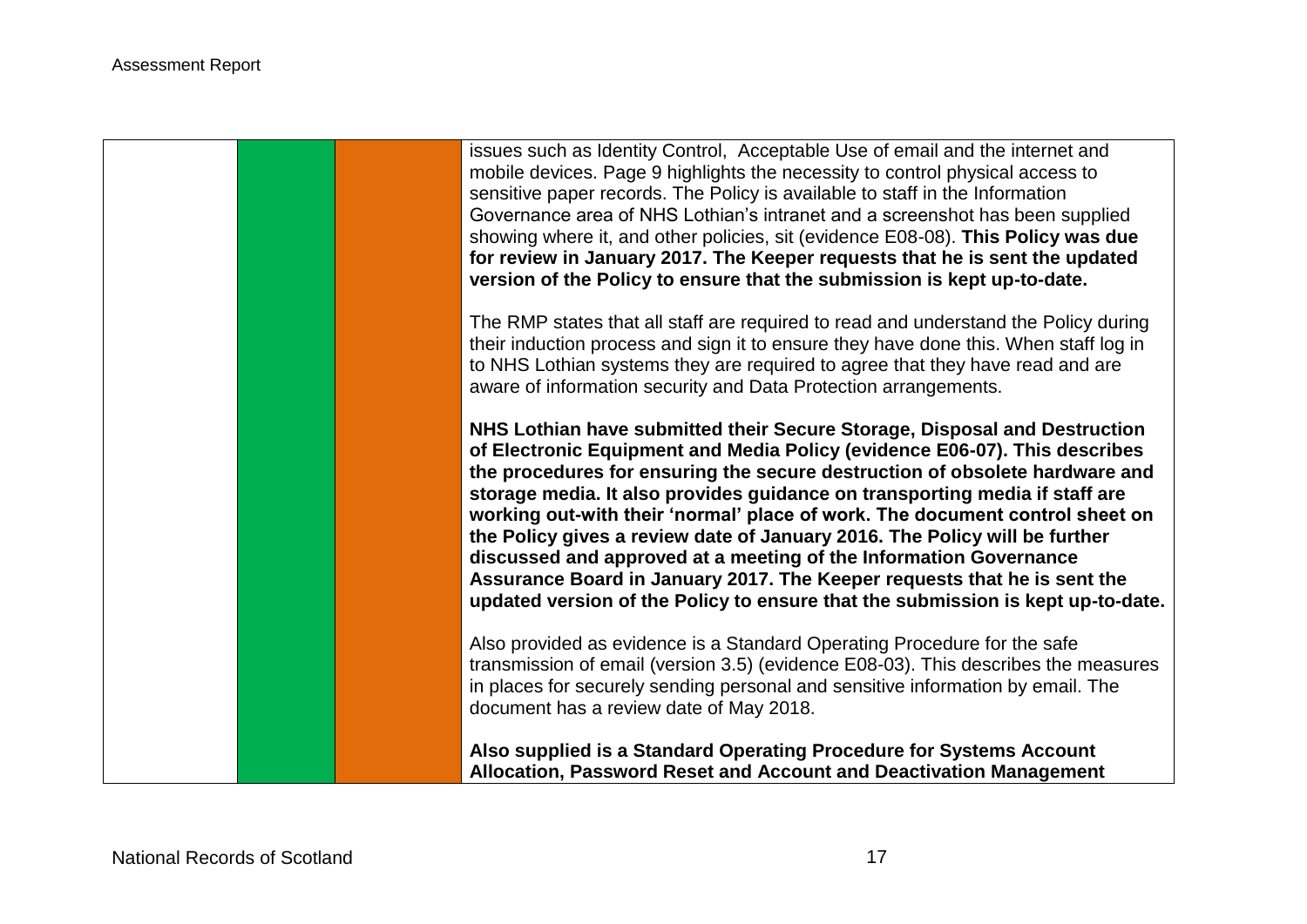| | | | |
|---|---|---|---|
| | | | issues such as Identity Control, Acceptable Use of email and the internet and mobile devices. Page 9 highlights the necessity to control physical access to sensitive paper records. The Policy is available to staff in the Information Governance area of NHS Lothian's intranet and a screenshot has been supplied showing where it, and other policies, sit (evidence E08-08). **This Policy was due for review in January 2017. The Keeper requests that he is sent the updated version of the Policy to ensure that the submission is kept up-to-date.**<br><br>The RMP states that all staff are required to read and understand the Policy during their induction process and sign it to ensure they have done this. When staff log in to NHS Lothian systems they are required to agree that they have read and are aware of information security and Data Protection arrangements.<br><br>**NHS Lothian have submitted their Secure Storage, Disposal and Destruction of Electronic Equipment and Media Policy (evidence E06-07). This describes the procedures for ensuring the secure destruction of obsolete hardware and storage media. It also provides guidance on transporting media if staff are working out-with their 'normal' place of work. The document control sheet on the Policy gives a review date of January 2016. The Policy will be further discussed and approved at a meeting of the Information Governance Assurance Board in January 2017. The Keeper requests that he is sent the updated version of the Policy to ensure that the submission is kept up-to-date.**<br><br>Also provided as evidence is a Standard Operating Procedure for the safe transmission of email (version 3.5) (evidence E08-03). This describes the measures in places for securely sending personal and sensitive information by email. The document has a review date of May 2018.<br><br>**Also supplied is a Standard Operating Procedure for Systems Account Allocation, Password Reset and Account and Deactivation Management** |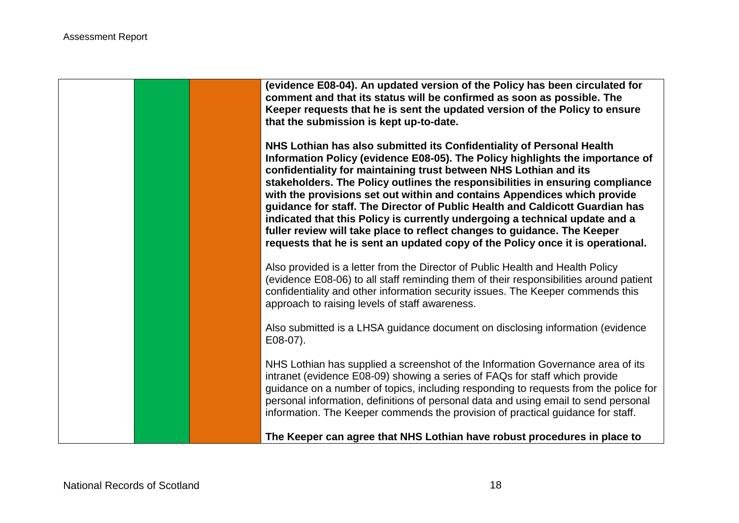| | | | |
|---|---|---|---|
| | | | **(evidence E08-04). An updated version of the Policy has been circulated for comment and that its status will be confirmed as soon as possible. The Keeper requests that he is sent the updated version of the Policy to ensure that the submission is kept up-to-date.**<br><br>**NHS Lothian has also submitted its Confidentiality of Personal Health Information Policy (evidence E08-05). The Policy highlights the importance of confidentiality for maintaining trust between NHS Lothian and its stakeholders. The Policy outlines the responsibilities in ensuring compliance with the provisions set out within and contains Appendices which provide guidance for staff. The Director of Public Health and Caldicott Guardian has indicated that this Policy is currently undergoing a technical update and a fuller review will take place to reflect changes to guidance. The Keeper requests that he is sent an updated copy of the Policy once it is operational.**<br><br>Also provided is a letter from the Director of Public Health and Health Policy (evidence E08-06) to all staff reminding them of their responsibilities around patient confidentiality and other information security issues. The Keeper commends this approach to raising levels of staff awareness.<br><br>Also submitted is a LHSA guidance document on disclosing information (evidence E08-07).<br><br>NHS Lothian has supplied a screenshot of the Information Governance area of its intranet (evidence E08-09) showing a series of FAQs for staff which provide guidance on a number of topics, including responding to requests from the police for personal information, definitions of personal data and using email to send personal information. The Keeper commends the provision of practical guidance for staff.<br><br>**The Keeper can agree that NHS Lothian have robust procedures in place to** |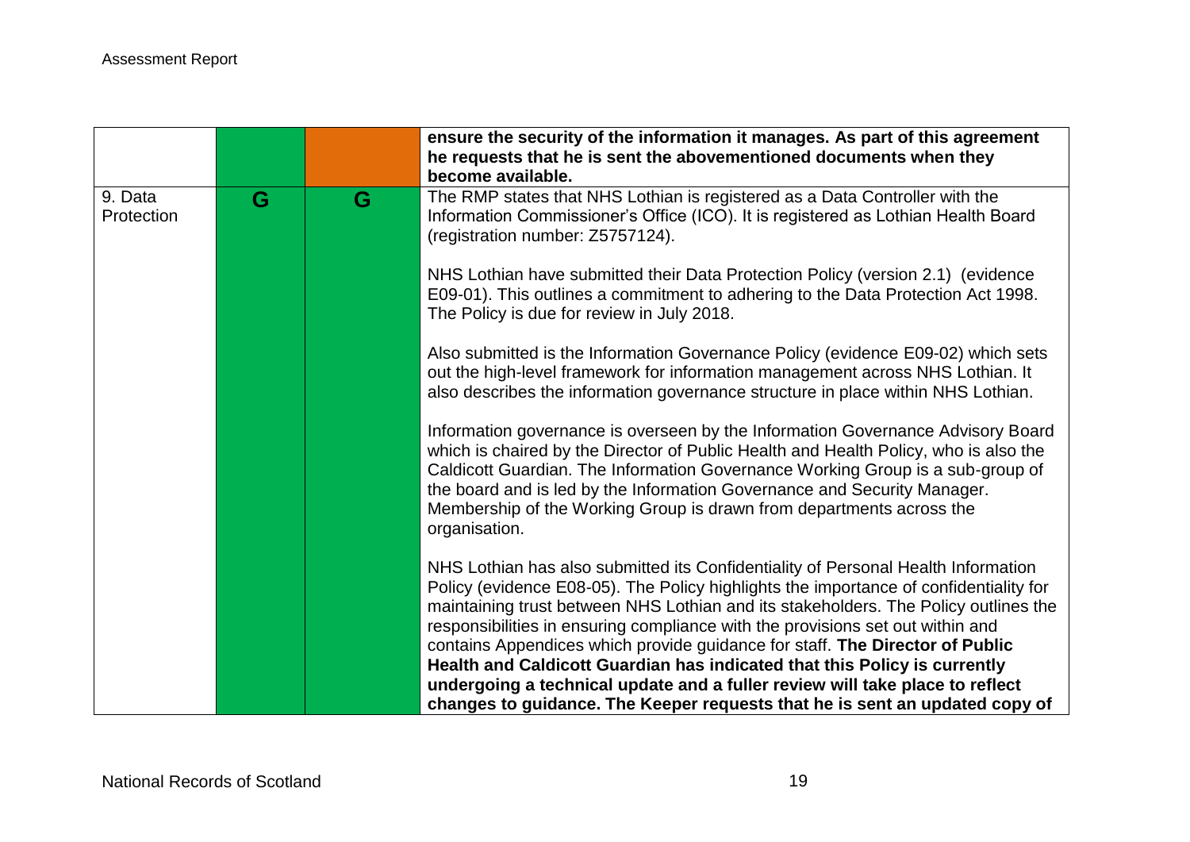| | | | |
|---|---|---|---|
| | | | **ensure the security of the information it manages. As part of this agreement he requests that he is sent the abovementioned documents when they become available.** |
| 9. Data Protection | G | G | The RMP states that NHS Lothian is registered as a Data Controller with the Information Commissioner's Office (ICO). It is registered as Lothian Health Board (registration number: Z5757124).<br><br>NHS Lothian have submitted their Data Protection Policy (version 2.1) (evidence E09-01). This outlines a commitment to adhering to the Data Protection Act 1998. The Policy is due for review in July 2018.<br><br>Also submitted is the Information Governance Policy (evidence E09-02) which sets out the high-level framework for information management across NHS Lothian. It also describes the information governance structure in place within NHS Lothian.<br><br>Information governance is overseen by the Information Governance Advisory Board which is chaired by the Director of Public Health and Health Policy, who is also the Caldicott Guardian. The Information Governance Working Group is a sub-group of the board and is led by the Information Governance and Security Manager. Membership of the Working Group is drawn from departments across the organisation.<br><br>NHS Lothian has also submitted its Confidentiality of Personal Health Information Policy (evidence E08-05). The Policy highlights the importance of confidentiality for maintaining trust between NHS Lothian and its stakeholders. The Policy outlines the responsibilities in ensuring compliance with the provisions set out within and contains Appendices which provide guidance for staff. **The Director of Public Health and Caldicott Guardian has indicated that this Policy is currently undergoing a technical update and a fuller review will take place to reflect changes to guidance. The Keeper requests that he is sent an updated copy of** |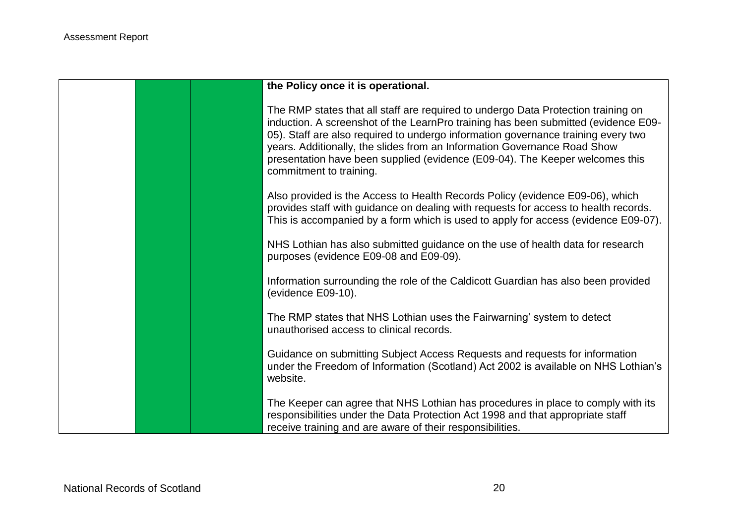| | | | |
|---|---|---|---|
| | | | **the Policy once it is operational.**<br><br>The RMP states that all staff are required to undergo Data Protection training on induction. A screenshot of the LearnPro training has been submitted (evidence E09-05). Staff are also required to undergo information governance training every two years. Additionally, the slides from an Information Governance Road Show presentation have been supplied (evidence (E09-04). The Keeper welcomes this commitment to training.<br><br>Also provided is the Access to Health Records Policy (evidence E09-06), which provides staff with guidance on dealing with requests for access to health records. This is accompanied by a form which is used to apply for access (evidence E09-07).<br><br>NHS Lothian has also submitted guidance on the use of health data for research purposes (evidence E09-08 and E09-09).<br><br>Information surrounding the role of the Caldicott Guardian has also been provided (evidence E09-10).<br><br>The RMP states that NHS Lothian uses the Fairwarning' system to detect unauthorised access to clinical records.<br><br>Guidance on submitting Subject Access Requests and requests for information under the Freedom of Information (Scotland) Act 2002 is available on NHS Lothian's website.<br><br>The Keeper can agree that NHS Lothian has procedures in place to comply with its responsibilities under the Data Protection Act 1998 and that appropriate staff receive training and are aware of their responsibilities. |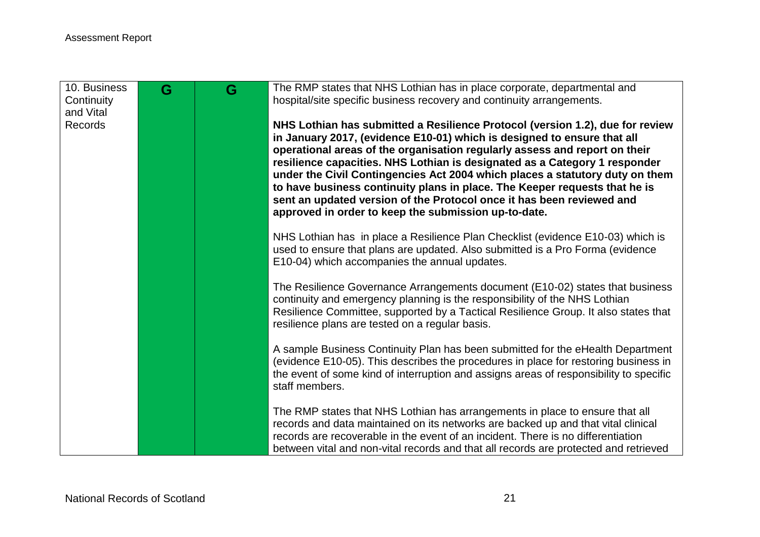| 10. Business Continuity and Vital Records | G | G | The RMP states that NHS Lothian has in place corporate, departmental and hospital/site specific business recovery and continuity arrangements.<br><br>**NHS Lothian has submitted a Resilience Protocol (version 1.2), due for review in January 2017, (evidence E10-01) which is designed to ensure that all operational areas of the organisation regularly assess and report on their resilience capacities. NHS Lothian is designated as a Category 1 responder under the Civil Contingencies Act 2004 which places a statutory duty on them to have business continuity plans in place. The Keeper requests that he is sent an updated version of the Protocol once it has been reviewed and approved in order to keep the submission up-to-date.**<br><br>NHS Lothian has in place a Resilience Plan Checklist (evidence E10-03) which is used to ensure that plans are updated. Also submitted is a Pro Forma (evidence E10-04) which accompanies the annual updates.<br><br>The Resilience Governance Arrangements document (E10-02) states that business continuity and emergency planning is the responsibility of the NHS Lothian Resilience Committee, supported by a Tactical Resilience Group. It also states that resilience plans are tested on a regular basis.<br><br>A sample Business Continuity Plan has been submitted for the eHealth Department (evidence E10-05). This describes the procedures in place for restoring business in the event of some kind of interruption and assigns areas of responsibility to specific staff members.<br><br>The RMP states that NHS Lothian has arrangements in place to ensure that all records and data maintained on its networks are backed up and that vital clinical records are recoverable in the event of an incident. There is no differentiation between vital and non-vital records and that all records are protected and retrieved |
|---|---|---|---|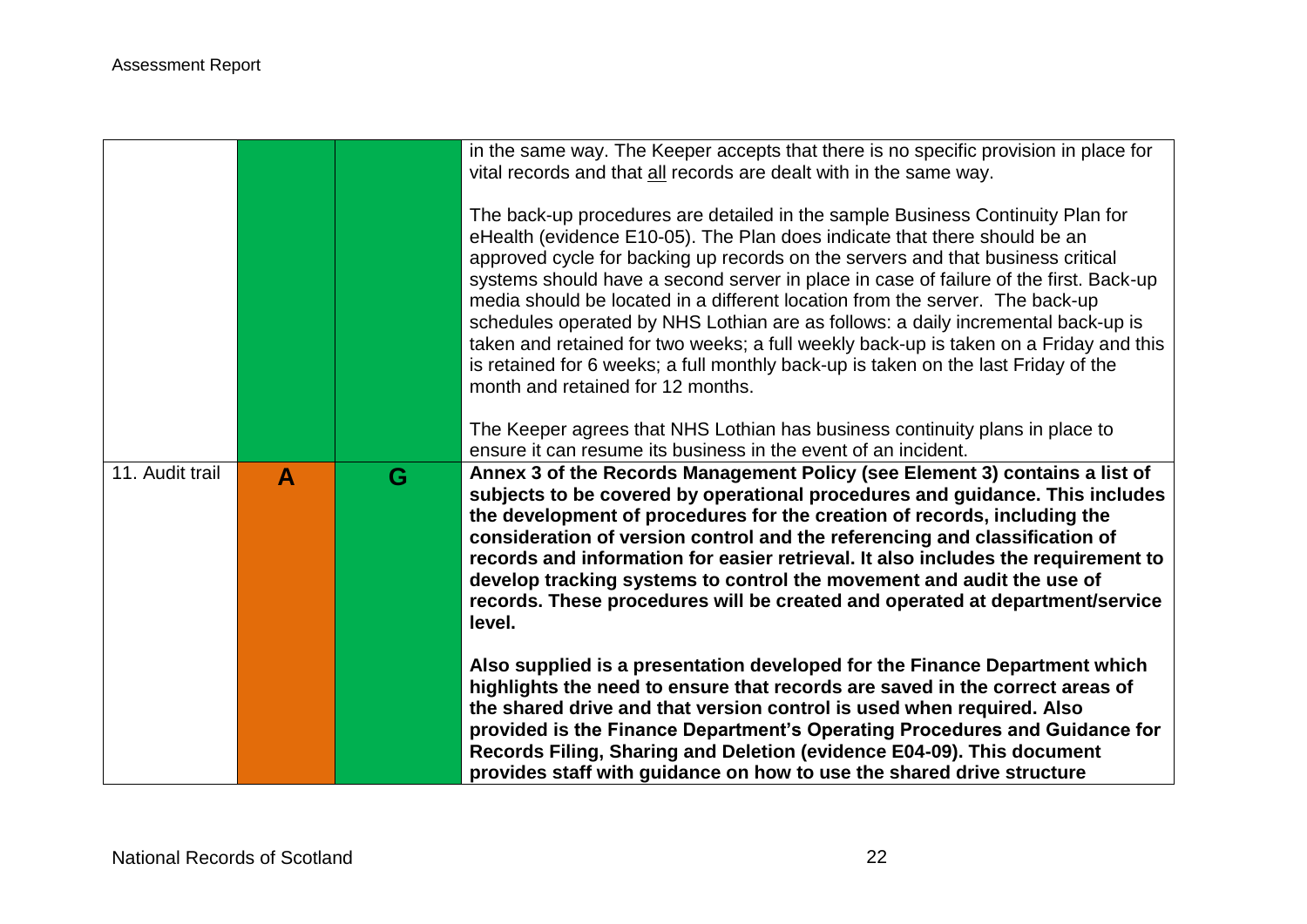| | | | |
|---|---|---|---|
| | | | in the same way. The Keeper accepts that there is no specific provision in place for vital records and that all records are dealt with in the same way.<br><br>The back-up procedures are detailed in the sample Business Continuity Plan for eHealth (evidence E10-05). The Plan does indicate that there should be an approved cycle for backing up records on the servers and that business critical systems should have a second server in place in case of failure of the first. Back-up media should be located in a different location from the server. The back-up schedules operated by NHS Lothian are as follows: a daily incremental back-up is taken and retained for two weeks; a full weekly back-up is taken on a Friday and this is retained for 6 weeks; a full monthly back-up is taken on the last Friday of the month and retained for 12 months.<br><br>The Keeper agrees that NHS Lothian has business continuity plans in place to ensure it can resume its business in the event of an incident. |
| 11. Audit trail | A | G | **Annex 3 of the Records Management Policy (see Element 3) contains a list of subjects to be covered by operational procedures and guidance. This includes the development of procedures for the creation of records, including the consideration of version control and the referencing and classification of records and information for easier retrieval. It also includes the requirement to develop tracking systems to control the movement and audit the use of records. These procedures will be created and operated at department/service level.**<br><br>**Also supplied is a presentation developed for the Finance Department which highlights the need to ensure that records are saved in the correct areas of the shared drive and that version control is used when required. Also provided is the Finance Department's Operating Procedures and Guidance for Records Filing, Sharing and Deletion (evidence E04-09). This document provides staff with guidance on how to use the shared drive structure** |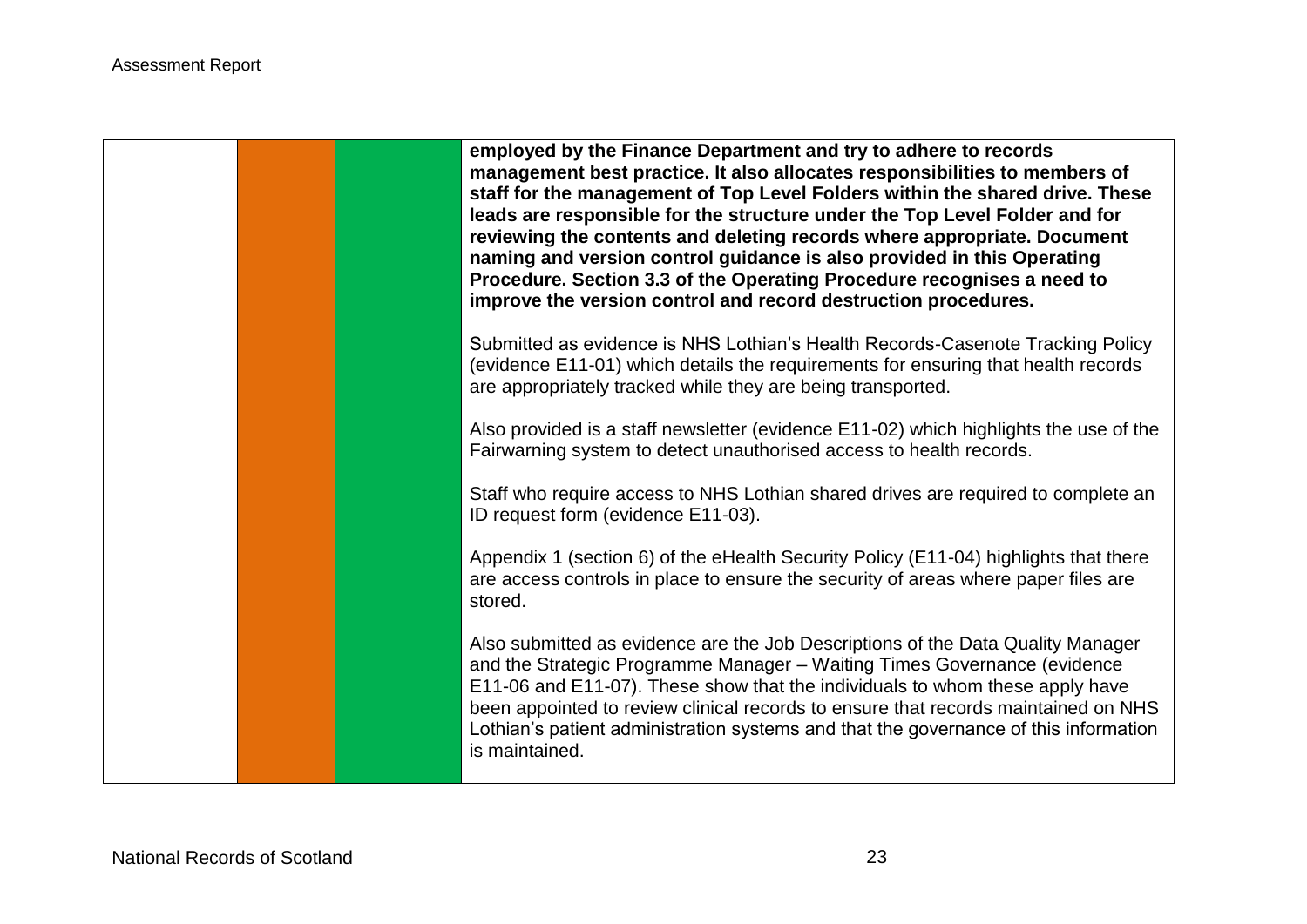| | | | |
|---|---|---|---|
| | | | **employed by the Finance Department and try to adhere to records management best practice. It also allocates responsibilities to members of staff for the management of Top Level Folders within the shared drive. These leads are responsible for the structure under the Top Level Folder and for reviewing the contents and deleting records where appropriate. Document naming and version control guidance is also provided in this Operating Procedure. Section 3.3 of the Operating Procedure recognises a need to improve the version control and record destruction procedures.**<br><br>Submitted as evidence is NHS Lothian's Health Records-Casenote Tracking Policy (evidence E11-01) which details the requirements for ensuring that health records are appropriately tracked while they are being transported.<br><br>Also provided is a staff newsletter (evidence E11-02) which highlights the use of the Fairwarning system to detect unauthorised access to health records.<br><br>Staff who require access to NHS Lothian shared drives are required to complete an ID request form (evidence E11-03).<br><br>Appendix 1 (section 6) of the eHealth Security Policy (E11-04) highlights that there are access controls in place to ensure the security of areas where paper files are stored.<br><br>Also submitted as evidence are the Job Descriptions of the Data Quality Manager and the Strategic Programme Manager – Waiting Times Governance (evidence E11-06 and E11-07). These show that the individuals to whom these apply have been appointed to review clinical records to ensure that records maintained on NHS Lothian's patient administration systems and that the governance of this information is maintained. |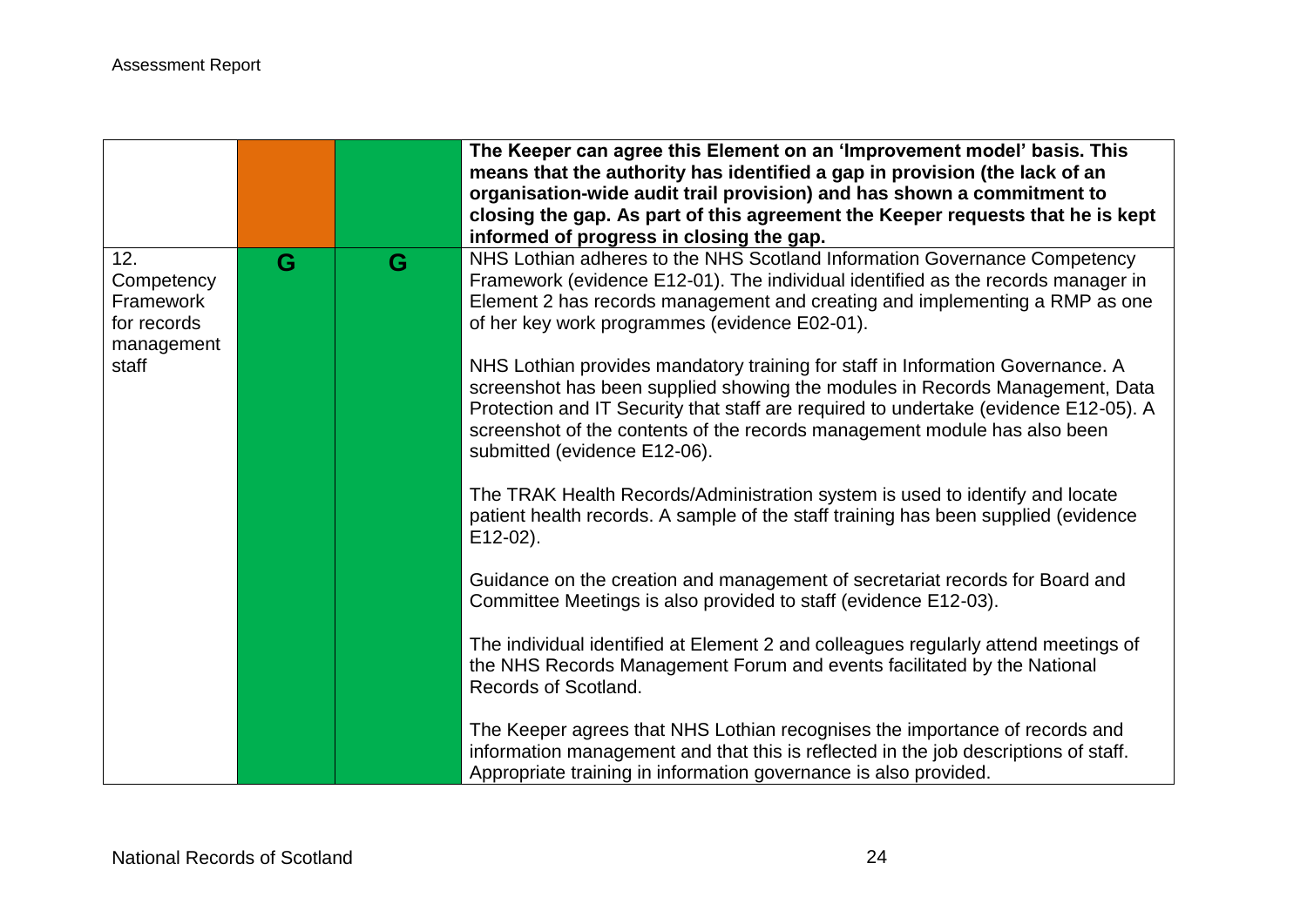| | | | |
|---|---|---|---|
| | | | **The Keeper can agree this Element on an 'Improvement model' basis. This means that the authority has identified a gap in provision (the lack of an organisation-wide audit trail provision) and has shown a commitment to closing the gap. As part of this agreement the Keeper requests that he is kept informed of progress in closing the gap.** |
| 12. Competency Framework for records management staff | G | G | NHS Lothian adheres to the NHS Scotland Information Governance Competency Framework (evidence E12-01). The individual identified as the records manager in Element 2 has records management and creating and implementing a RMP as one of her key work programmes (evidence E02-01).<br><br>NHS Lothian provides mandatory training for staff in Information Governance. A screenshot has been supplied showing the modules in Records Management, Data Protection and IT Security that staff are required to undertake (evidence E12-05). A screenshot of the contents of the records management module has also been submitted (evidence E12-06).<br><br>The TRAK Health Records/Administration system is used to identify and locate patient health records. A sample of the staff training has been supplied (evidence E12-02).<br><br>Guidance on the creation and management of secretariat records for Board and Committee Meetings is also provided to staff (evidence E12-03).<br><br>The individual identified at Element 2 and colleagues regularly attend meetings of the NHS Records Management Forum and events facilitated by the National Records of Scotland.<br><br>The Keeper agrees that NHS Lothian recognises the importance of records and information management and that this is reflected in the job descriptions of staff. Appropriate training in information governance is also provided. |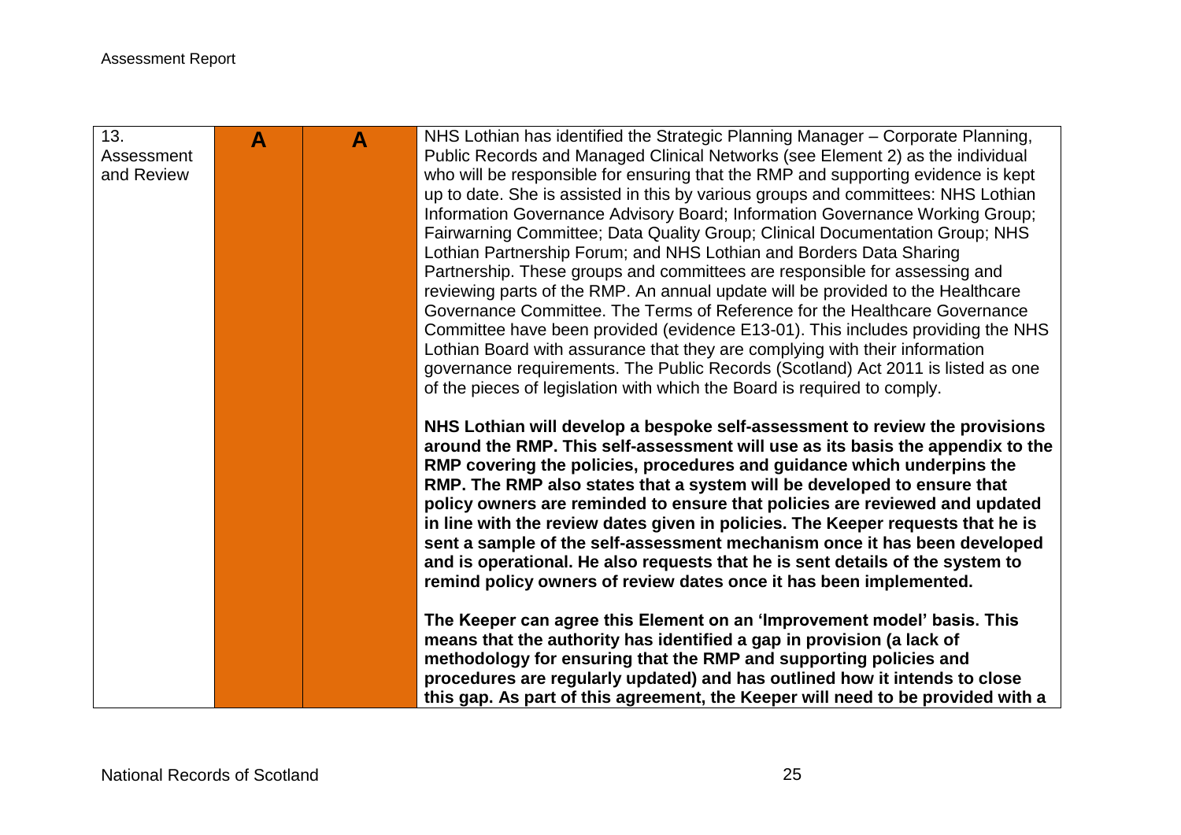| 13. Assessment and Review | A | A | NHS Lothian has identified the Strategic Planning Manager – Corporate Planning, Public Records and Managed Clinical Networks (see Element 2) as the individual who will be responsible for ensuring that the RMP and supporting evidence is kept up to date. She is assisted in this by various groups and committees: NHS Lothian Information Governance Advisory Board; Information Governance Working Group; Fairwarning Committee; Data Quality Group; Clinical Documentation Group; NHS Lothian Partnership Forum; and NHS Lothian and Borders Data Sharing Partnership. These groups and committees are responsible for assessing and reviewing parts of the RMP. An annual update will be provided to the Healthcare Governance Committee. The Terms of Reference for the Healthcare Governance Committee have been provided (evidence E13-01). This includes providing the NHS Lothian Board with assurance that they are complying with their information governance requirements. The Public Records (Scotland) Act 2011 is listed as one of the pieces of legislation with which the Board is required to comply.<br><br>**NHS Lothian will develop a bespoke self-assessment to review the provisions around the RMP. This self-assessment will use as its basis the appendix to the RMP covering the policies, procedures and guidance which underpins the RMP. The RMP also states that a system will be developed to ensure that policy owners are reminded to ensure that policies are reviewed and updated in line with the review dates given in policies. The Keeper requests that he is sent a sample of the self-assessment mechanism once it has been developed and is operational. He also requests that he is sent details of the system to remind policy owners of review dates once it has been implemented.**<br><br>**The Keeper can agree this Element on an 'Improvement model' basis. This means that the authority has identified a gap in provision (a lack of methodology for ensuring that the RMP and supporting policies and procedures are regularly updated) and has outlined how it intends to close this gap. As part of this agreement, the Keeper will need to be provided with a** |
|---|---|---|---|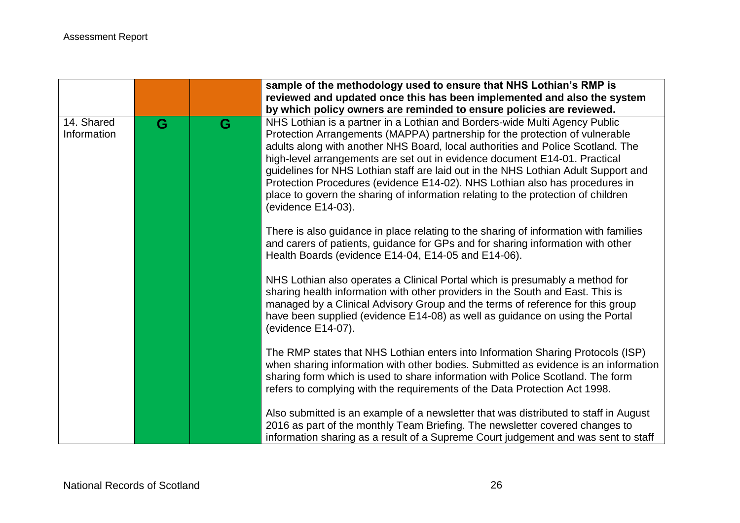| | | | |
|---|---|---|---|
| | | | **sample of the methodology used to ensure that NHS Lothian's RMP is reviewed and updated once this has been implemented and also the system by which policy owners are reminded to ensure policies are reviewed.** |
| 14. Shared Information | G | G | NHS Lothian is a partner in a Lothian and Borders-wide Multi Agency Public Protection Arrangements (MAPPA) partnership for the protection of vulnerable adults along with another NHS Board, local authorities and Police Scotland. The high-level arrangements are set out in evidence document E14-01. Practical guidelines for NHS Lothian staff are laid out in the NHS Lothian Adult Support and Protection Procedures (evidence E14-02). NHS Lothian also has procedures in place to govern the sharing of information relating to the protection of children (evidence E14-03).<br><br>There is also guidance in place relating to the sharing of information with families and carers of patients, guidance for GPs and for sharing information with other Health Boards (evidence E14-04, E14-05 and E14-06).<br><br>NHS Lothian also operates a Clinical Portal which is presumably a method for sharing health information with other providers in the South and East. This is managed by a Clinical Advisory Group and the terms of reference for this group have been supplied (evidence E14-08) as well as guidance on using the Portal (evidence E14-07).<br><br>The RMP states that NHS Lothian enters into Information Sharing Protocols (ISP) when sharing information with other bodies. Submitted as evidence is an information sharing form which is used to share information with Police Scotland. The form refers to complying with the requirements of the Data Protection Act 1998.<br><br>Also submitted is an example of a newsletter that was distributed to staff in August 2016 as part of the monthly Team Briefing. The newsletter covered changes to information sharing as a result of a Supreme Court judgement and was sent to staff |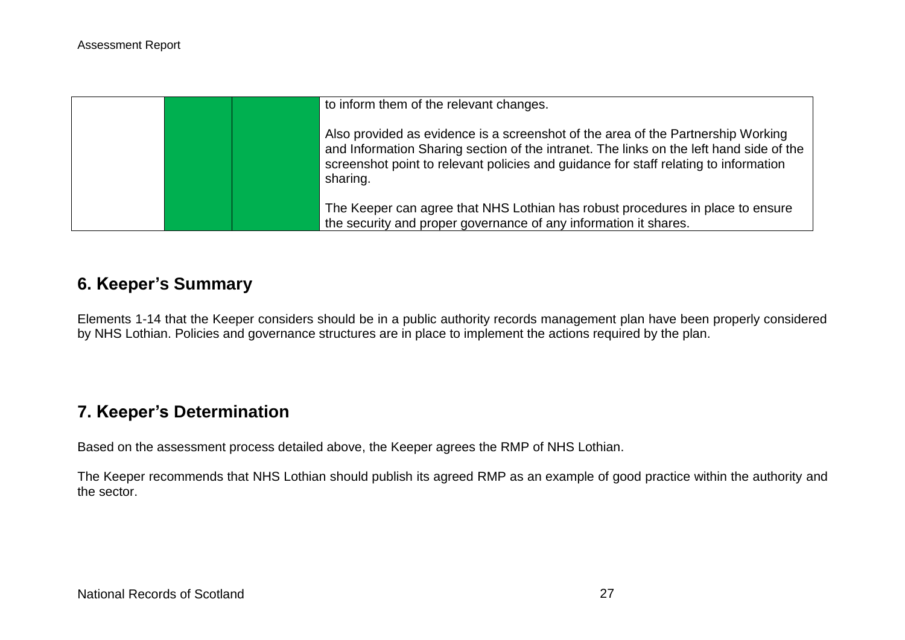| | | | |
|---|---|---|---|
| | | | to inform them of the relevant changes.<br><br>Also provided as evidence is a screenshot of the area of the Partnership Working and Information Sharing section of the intranet. The links on the left hand side of the screenshot point to relevant policies and guidance for staff relating to information sharing.<br><br>The Keeper can agree that NHS Lothian has robust procedures in place to ensure the security and proper governance of any information it shares. |

## 6. Keeper's Summary

Elements 1-14 that the Keeper considers should be in a public authority records management plan have been properly considered by NHS Lothian. Policies and governance structures are in place to implement the actions required by the plan.

## 7. Keeper's Determination

Based on the assessment process detailed above, the Keeper agrees the RMP of NHS Lothian.

The Keeper recommends that NHS Lothian should publish its agreed RMP as an example of good practice within the authority and the sector.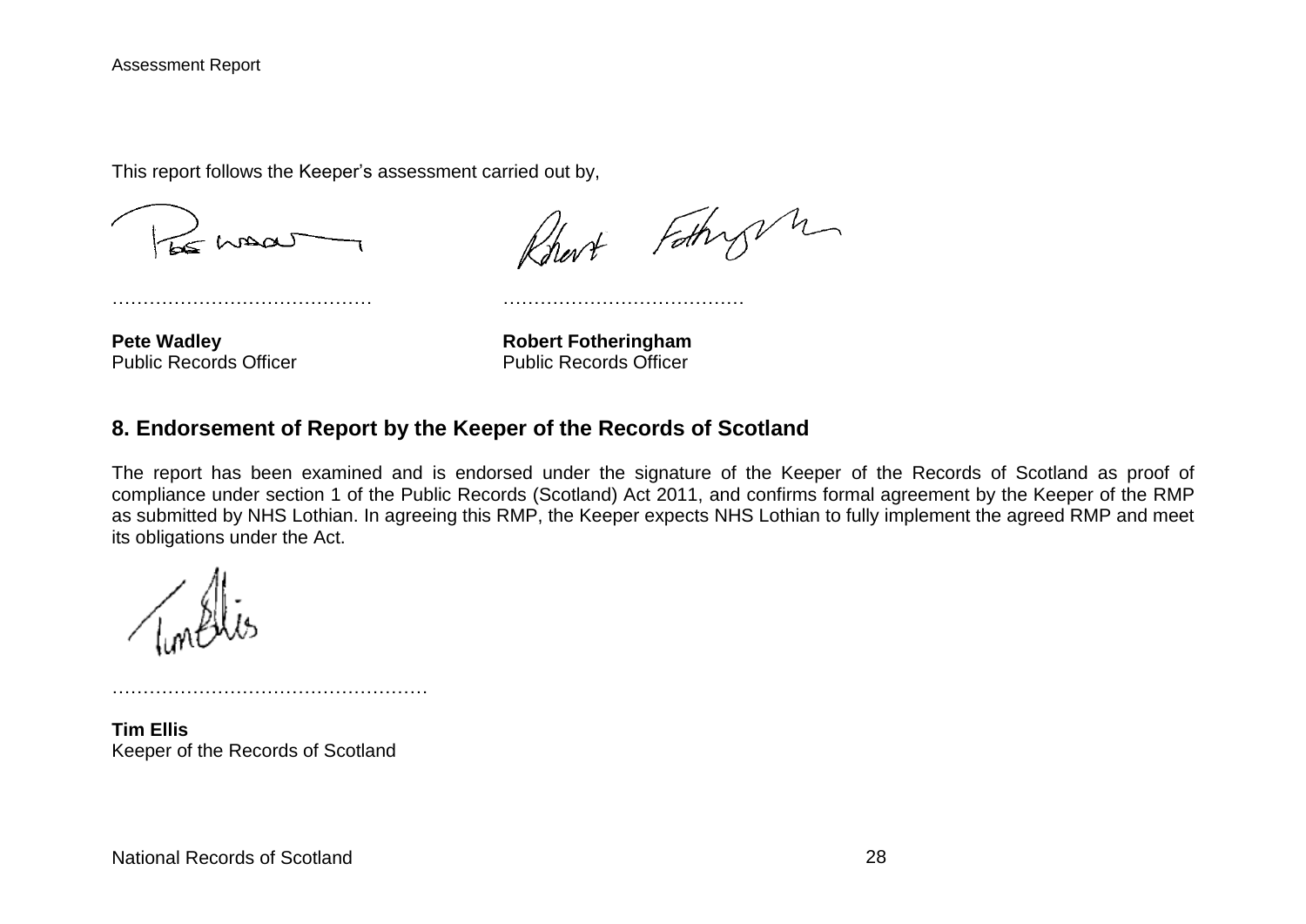This report follows the Keeper's assessment carried out by,

…………………………………… …………………………………

**Pete Wadley**
Public Records Officer

**Robert Fotheringham**
Public Records Officer

## 8. Endorsement of Report by the Keeper of the Records of Scotland

The report has been examined and is endorsed under the signature of the Keeper of the Records of Scotland as proof of compliance under section 1 of the Public Records (Scotland) Act 2011, and confirms formal agreement by the Keeper of the RMP as submitted by NHS Lothian. In agreeing this RMP, the Keeper expects NHS Lothian to fully implement the agreed RMP and meet its obligations under the Act.

……………………………………………

**Tim Ellis**
Keeper of the Records of Scotland